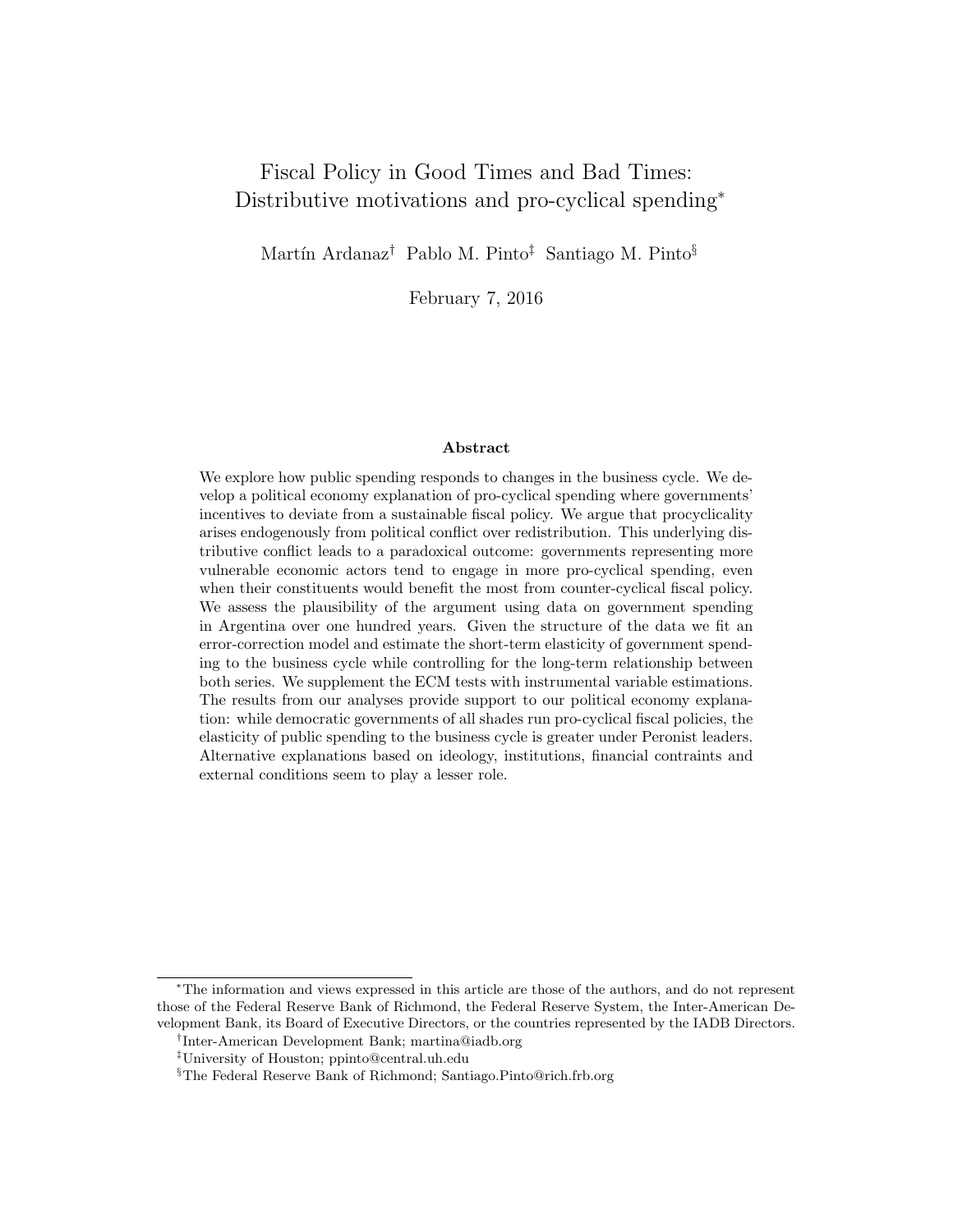# Fiscal Policy in Good Times and Bad Times: Distributive motivations and pro-cyclical spending*

Martín Ardanaz[†] Pablo M. Pinto[‡] Santiago M. Pinto[§]

February 7, 2016

## Abstract

We explore how public spending responds to changes in the business cycle. We develop a political economy explanation of pro-cyclical spending where governments' incentives to deviate from a sustainable fiscal policy. We argue that procyclicality arises endogenously from political conflict over redistribution. This underlying distributive conflict leads to a paradoxical outcome: governments representing more vulnerable economic actors tend to engage in more pro-cyclical spending, even when their constituents would benefit the most from counter-cyclical fiscal policy. We assess the plausibility of the argument using data on government spending in Argentina over one hundred years. Given the structure of the data we fit an error-correction model and estimate the short-term elasticity of government spending to the business cycle while controlling for the long-term relationship between both series. We supplement the ECM tests with instrumental variable estimations. The results from our analyses provide support to our political economy explanation: while democratic governments of all shades run pro-cyclical fiscal policies, the elasticity of public spending to the business cycle is greater under Peronist leaders. Alternative explanations based on ideology, institutions, financial contraints and external conditions seem to play a lesser role.

---

*The information and views expressed in this article are those of the authors, and do not represent those of the Federal Reserve Bank of Richmond, the Federal Reserve System, the Inter-American Development Bank, its Board of Executive Directors, or the countries represented by the IADB Directors.

[†]Inter-American Development Bank; martina@iadb.org

[‡]University of Houston; ppinto@central.uh.edu

[§]The Federal Reserve Bank of Richmond; Santiago.Pinto@rich.frb.org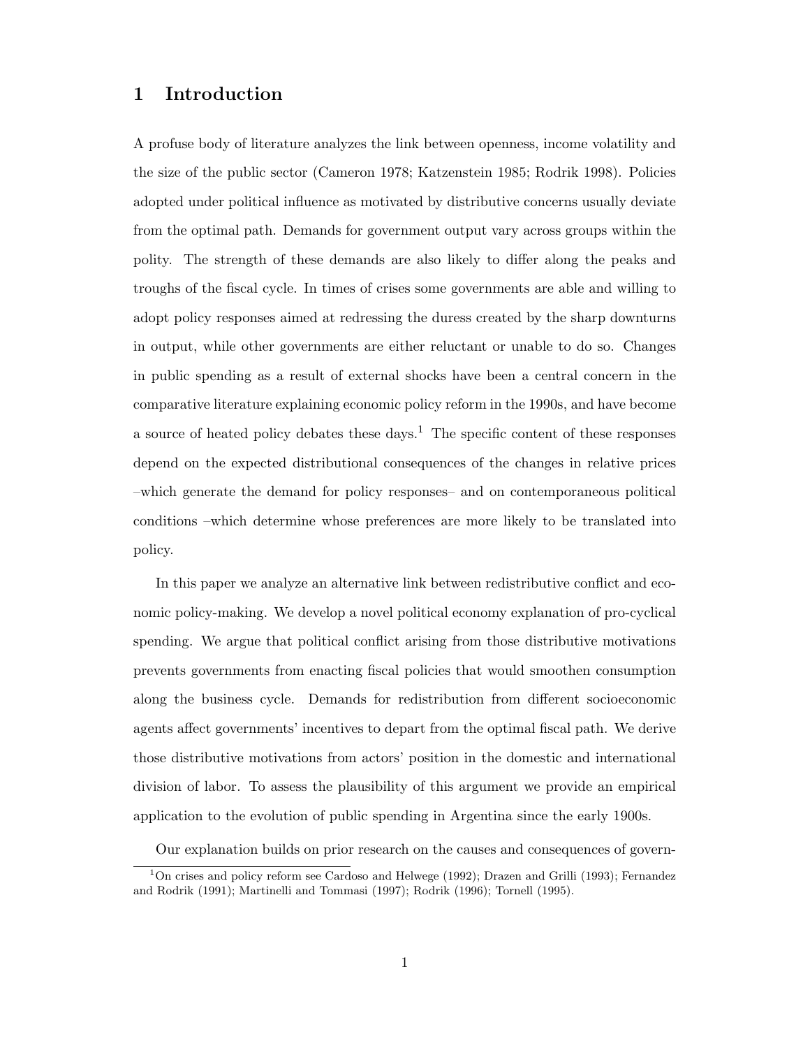# 1 Introduction

A profuse body of literature analyzes the link between openness, income volatility and the size of the public sector (Cameron 1978; Katzenstein 1985; Rodrik 1998). Policies adopted under political influence as motivated by distributive concerns usually deviate from the optimal path. Demands for government output vary across groups within the polity. The strength of these demands are also likely to differ along the peaks and troughs of the fiscal cycle. In times of crises some governments are able and willing to adopt policy responses aimed at redressing the duress created by the sharp downturns in output, while other governments are either reluctant or unable to do so. Changes in public spending as a result of external shocks have been a central concern in the comparative literature explaining economic policy reform in the 1990s, and have become a source of heated policy debates these days.[1] The specific content of these responses depend on the expected distributional consequences of the changes in relative prices –which generate the demand for policy responses– and on contemporaneous political conditions –which determine whose preferences are more likely to be translated into policy.

In this paper we analyze an alternative link between redistributive conflict and economic policy-making. We develop a novel political economy explanation of pro-cyclical spending. We argue that political conflict arising from those distributive motivations prevents governments from enacting fiscal policies that would smoothen consumption along the business cycle. Demands for redistribution from different socioeconomic agents affect governments' incentives to depart from the optimal fiscal path. We derive those distributive motivations from actors' position in the domestic and international division of labor. To assess the plausibility of this argument we provide an empirical application to the evolution of public spending in Argentina since the early 1900s.

Our explanation builds on prior research on the causes and consequences of govern-

[1] On crises and policy reform see Cardoso and Helwege (1992); Drazen and Grilli (1993); Fernandez and Rodrik (1991); Martinelli and Tommasi (1997); Rodrik (1996); Tornell (1995).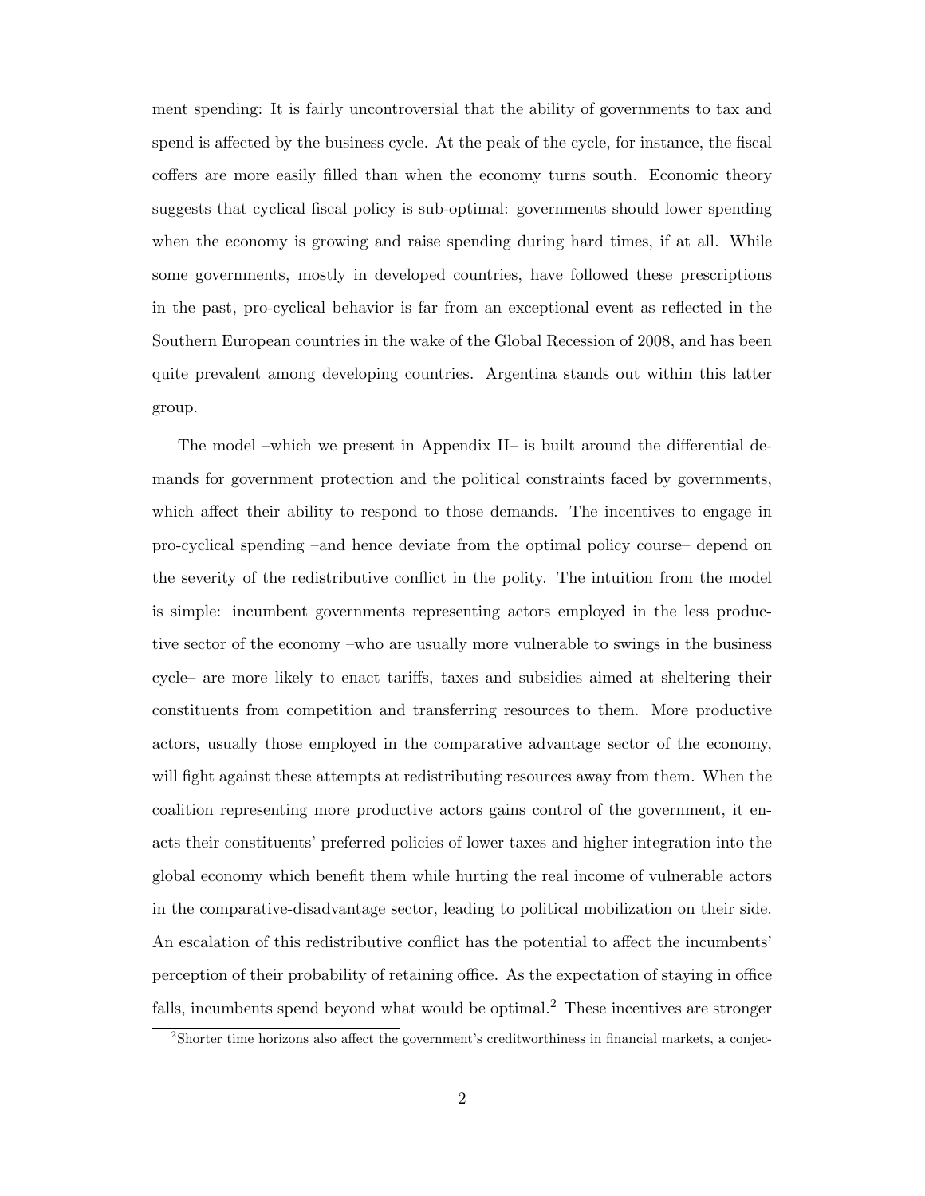ment spending: It is fairly uncontroversial that the ability of governments to tax and spend is affected by the business cycle. At the peak of the cycle, for instance, the fiscal coffers are more easily filled than when the economy turns south. Economic theory suggests that cyclical fiscal policy is sub-optimal: governments should lower spending when the economy is growing and raise spending during hard times, if at all. While some governments, mostly in developed countries, have followed these prescriptions in the past, pro-cyclical behavior is far from an exceptional event as reflected in the Southern European countries in the wake of the Global Recession of 2008, and has been quite prevalent among developing countries. Argentina stands out within this latter group.

The model –which we present in Appendix II– is built around the differential demands for government protection and the political constraints faced by governments, which affect their ability to respond to those demands. The incentives to engage in pro-cyclical spending –and hence deviate from the optimal policy course– depend on the severity of the redistributive conflict in the polity. The intuition from the model is simple: incumbent governments representing actors employed in the less productive sector of the economy –who are usually more vulnerable to swings in the business cycle– are more likely to enact tariffs, taxes and subsidies aimed at sheltering their constituents from competition and transferring resources to them. More productive actors, usually those employed in the comparative advantage sector of the economy, will fight against these attempts at redistributing resources away from them. When the coalition representing more productive actors gains control of the government, it enacts their constituents' preferred policies of lower taxes and higher integration into the global economy which benefit them while hurting the real income of vulnerable actors in the comparative-disadvantage sector, leading to political mobilization on their side. An escalation of this redistributive conflict has the potential to affect the incumbents' perception of their probability of retaining office. As the expectation of staying in office falls, incumbents spend beyond what would be optimal.[2] These incentives are stronger

[2]Shorter time horizons also affect the government's creditworthiness in financial markets, a conjec-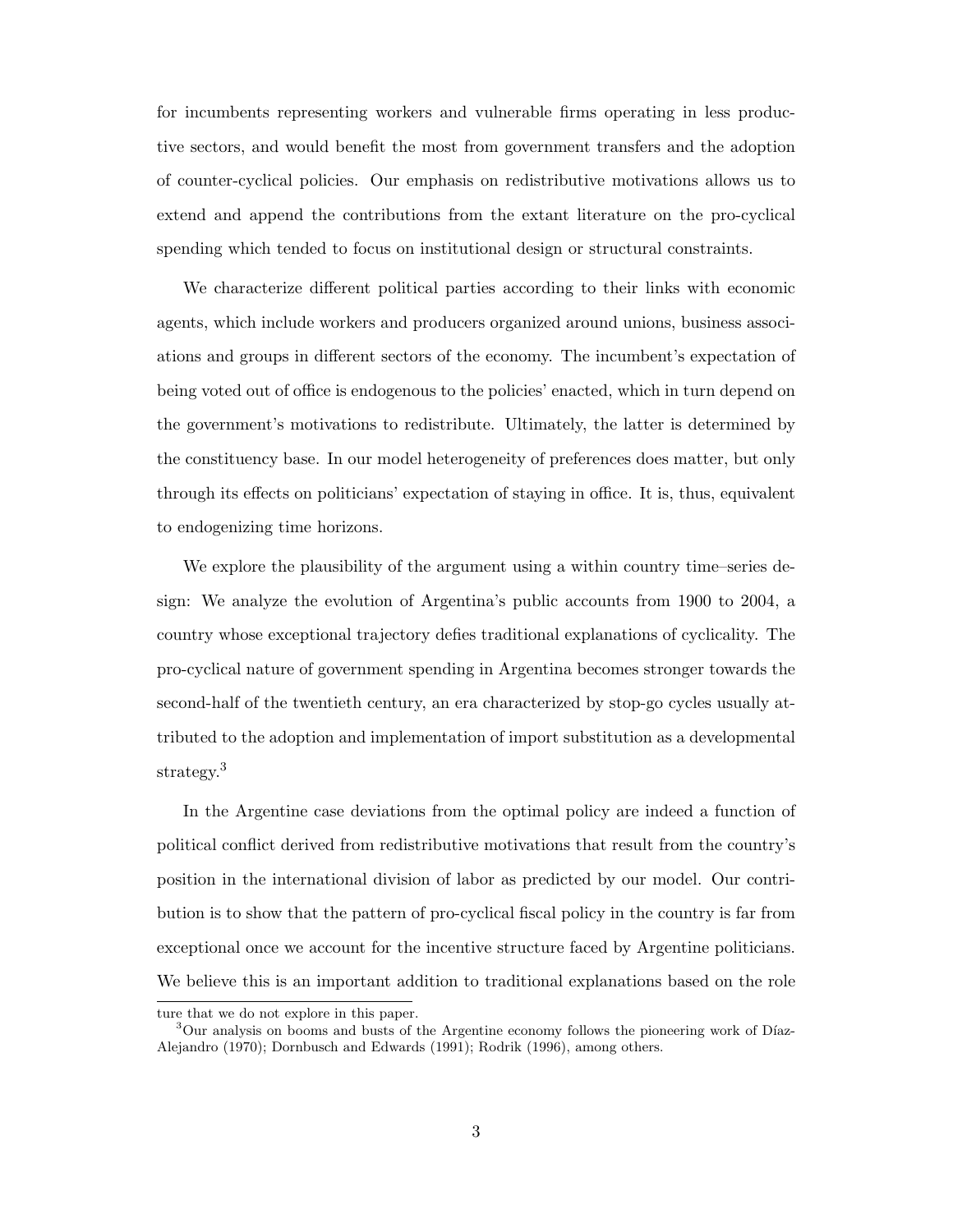for incumbents representing workers and vulnerable firms operating in less productive sectors, and would benefit the most from government transfers and the adoption of counter-cyclical policies. Our emphasis on redistributive motivations allows us to extend and append the contributions from the extant literature on the pro-cyclical spending which tended to focus on institutional design or structural constraints.

We characterize different political parties according to their links with economic agents, which include workers and producers organized around unions, business associations and groups in different sectors of the economy. The incumbent's expectation of being voted out of office is endogenous to the policies' enacted, which in turn depend on the government's motivations to redistribute. Ultimately, the latter is determined by the constituency base. In our model heterogeneity of preferences does matter, but only through its effects on politicians' expectation of staying in office. It is, thus, equivalent to endogenizing time horizons.

We explore the plausibility of the argument using a within country time–series design: We analyze the evolution of Argentina's public accounts from 1900 to 2004, a country whose exceptional trajectory defies traditional explanations of cyclicality. The pro-cyclical nature of government spending in Argentina becomes stronger towards the second-half of the twentieth century, an era characterized by stop-go cycles usually attributed to the adoption and implementation of import substitution as a developmental strategy.[3]

In the Argentine case deviations from the optimal policy are indeed a function of political conflict derived from redistributive motivations that result from the country's position in the international division of labor as predicted by our model. Our contribution is to show that the pattern of pro-cyclical fiscal policy in the country is far from exceptional once we account for the incentive structure faced by Argentine politicians. We believe this is an important addition to traditional explanations based on the role

ture that we do not explore in this paper.

[3]Our analysis on booms and busts of the Argentine economy follows the pioneering work of Díaz-Alejandro (1970); Dornbusch and Edwards (1991); Rodrik (1996), among others.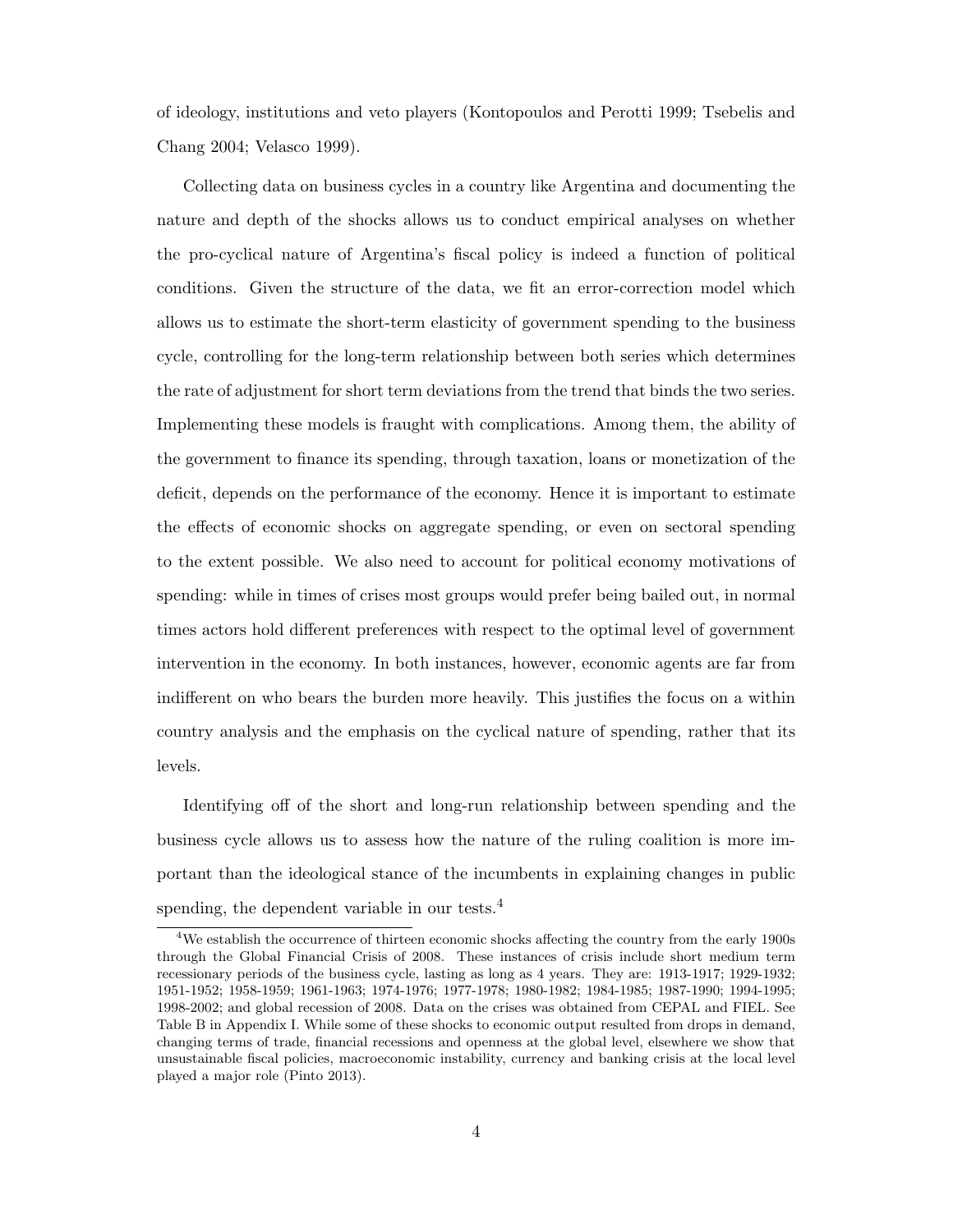of ideology, institutions and veto players (Kontopoulos and Perotti 1999; Tsebelis and Chang 2004; Velasco 1999).

Collecting data on business cycles in a country like Argentina and documenting the nature and depth of the shocks allows us to conduct empirical analyses on whether the pro-cyclical nature of Argentina's fiscal policy is indeed a function of political conditions. Given the structure of the data, we fit an error-correction model which allows us to estimate the short-term elasticity of government spending to the business cycle, controlling for the long-term relationship between both series which determines the rate of adjustment for short term deviations from the trend that binds the two series. Implementing these models is fraught with complications. Among them, the ability of the government to finance its spending, through taxation, loans or monetization of the deficit, depends on the performance of the economy. Hence it is important to estimate the effects of economic shocks on aggregate spending, or even on sectoral spending to the extent possible. We also need to account for political economy motivations of spending: while in times of crises most groups would prefer being bailed out, in normal times actors hold different preferences with respect to the optimal level of government intervention in the economy. In both instances, however, economic agents are far from indifferent on who bears the burden more heavily. This justifies the focus on a within country analysis and the emphasis on the cyclical nature of spending, rather that its levels.

Identifying off of the short and long-run relationship between spending and the business cycle allows us to assess how the nature of the ruling coalition is more important than the ideological stance of the incumbents in explaining changes in public spending, the dependent variable in our tests.[4]

[4] We establish the occurrence of thirteen economic shocks affecting the country from the early 1900s through the Global Financial Crisis of 2008. These instances of crisis include short medium term recessionary periods of the business cycle, lasting as long as 4 years. They are: 1913-1917; 1929-1932; 1951-1952; 1958-1959; 1961-1963; 1974-1976; 1977-1978; 1980-1982; 1984-1985; 1987-1990; 1994-1995; 1998-2002; and global recession of 2008. Data on the crises was obtained from CEPAL and FIEL. See Table B in Appendix I. While some of these shocks to economic output resulted from drops in demand, changing terms of trade, financial recessions and openness at the global level, elsewhere we show that unsustainable fiscal policies, macroeconomic instability, currency and banking crisis at the local level played a major role (Pinto 2013).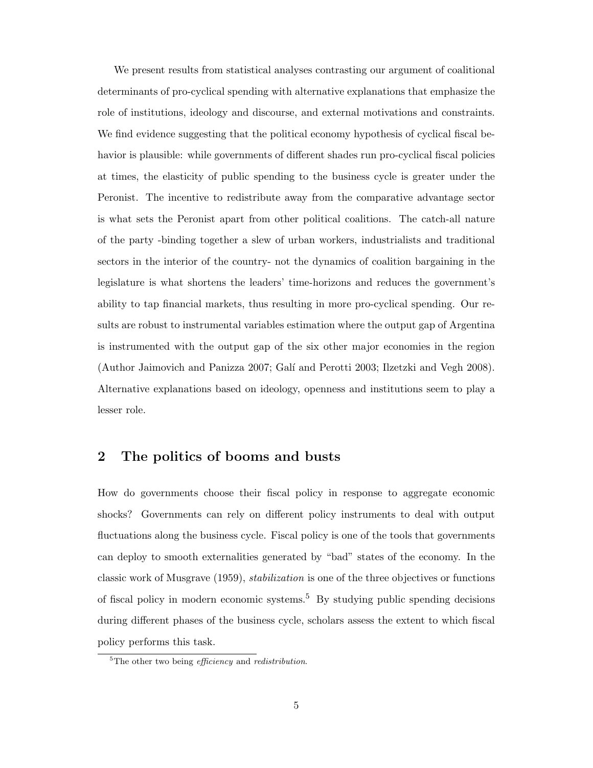We present results from statistical analyses contrasting our argument of coalitional determinants of pro-cyclical spending with alternative explanations that emphasize the role of institutions, ideology and discourse, and external motivations and constraints. We find evidence suggesting that the political economy hypothesis of cyclical fiscal behavior is plausible: while governments of different shades run pro-cyclical fiscal policies at times, the elasticity of public spending to the business cycle is greater under the Peronist. The incentive to redistribute away from the comparative advantage sector is what sets the Peronist apart from other political coalitions. The catch-all nature of the party -binding together a slew of urban workers, industrialists and traditional sectors in the interior of the country- not the dynamics of coalition bargaining in the legislature is what shortens the leaders' time-horizons and reduces the government's ability to tap financial markets, thus resulting in more pro-cyclical spending. Our results are robust to instrumental variables estimation where the output gap of Argentina is instrumented with the output gap of the six other major economies in the region (Author Jaimovich and Panizza 2007; Galí and Perotti 2003; Ilzetzki and Vegh 2008). Alternative explanations based on ideology, openness and institutions seem to play a lesser role.

## 2 The politics of booms and busts

How do governments choose their fiscal policy in response to aggregate economic shocks? Governments can rely on different policy instruments to deal with output fluctuations along the business cycle. Fiscal policy is one of the tools that governments can deploy to smooth externalities generated by "bad" states of the economy. In the classic work of Musgrave (1959), *stabilization* is one of the three objectives or functions of fiscal policy in modern economic systems.[5] By studying public spending decisions during different phases of the business cycle, scholars assess the extent to which fiscal policy performs this task.

[5]The other two being *efficiency* and *redistribution*.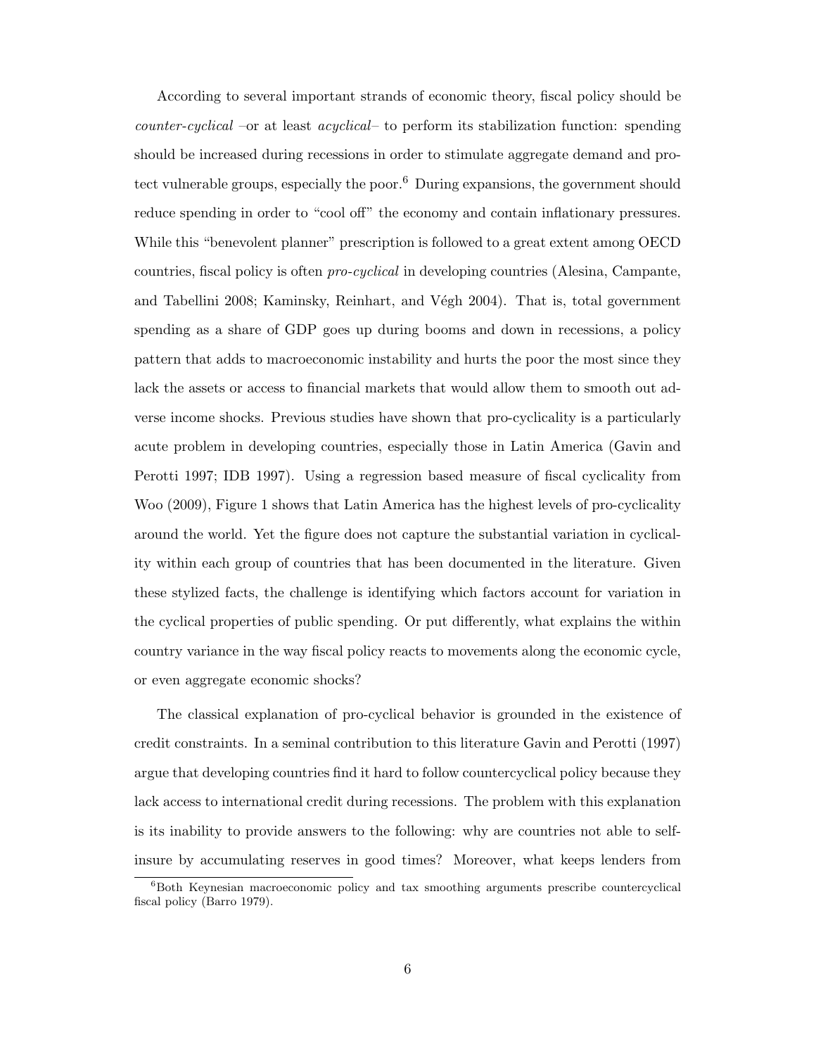According to several important strands of economic theory, fiscal policy should be *counter-cyclical* –or at least *acyclical*– to perform its stabilization function: spending should be increased during recessions in order to stimulate aggregate demand and protect vulnerable groups, especially the poor.[6] During expansions, the government should reduce spending in order to "cool off" the economy and contain inflationary pressures. While this "benevolent planner" prescription is followed to a great extent among OECD countries, fiscal policy is often *pro-cyclical* in developing countries (Alesina, Campante, and Tabellini 2008; Kaminsky, Reinhart, and Végh 2004). That is, total government spending as a share of GDP goes up during booms and down in recessions, a policy pattern that adds to macroeconomic instability and hurts the poor the most since they lack the assets or access to financial markets that would allow them to smooth out adverse income shocks. Previous studies have shown that pro-cyclicality is a particularly acute problem in developing countries, especially those in Latin America (Gavin and Perotti 1997; IDB 1997). Using a regression based measure of fiscal cyclicality from Woo (2009), Figure 1 shows that Latin America has the highest levels of pro-cyclicality around the world. Yet the figure does not capture the substantial variation in cyclicality within each group of countries that has been documented in the literature. Given these stylized facts, the challenge is identifying which factors account for variation in the cyclical properties of public spending. Or put differently, what explains the within country variance in the way fiscal policy reacts to movements along the economic cycle, or even aggregate economic shocks?

The classical explanation of pro-cyclical behavior is grounded in the existence of credit constraints. In a seminal contribution to this literature Gavin and Perotti (1997) argue that developing countries find it hard to follow countercyclical policy because they lack access to international credit during recessions. The problem with this explanation is its inability to provide answers to the following: why are countries not able to self-insure by accumulating reserves in good times? Moreover, what keeps lenders from

[6] Both Keynesian macroeconomic policy and tax smoothing arguments prescribe countercyclical fiscal policy (Barro 1979).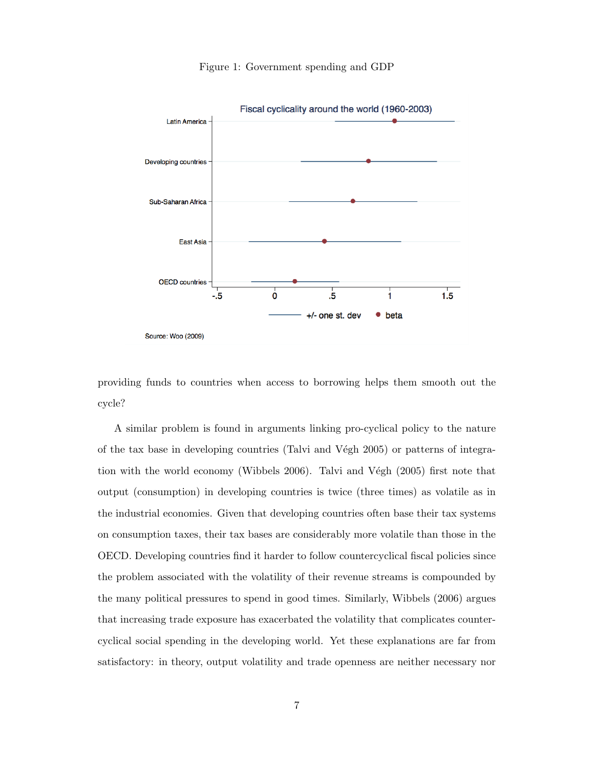Figure 1: Government spending and GDP

providing funds to countries when access to borrowing helps them smooth out the cycle?

A similar problem is found in arguments linking pro-cyclical policy to the nature of the tax base in developing countries (Talvi and Végh 2005) or patterns of integration with the world economy (Wibbels 2006). Talvi and Végh (2005) first note that output (consumption) in developing countries is twice (three times) as volatile as in the industrial economies. Given that developing countries often base their tax systems on consumption taxes, their tax bases are considerably more volatile than those in the OECD. Developing countries find it harder to follow countercyclical fiscal policies since the problem associated with the volatility of their revenue streams is compounded by the many political pressures to spend in good times. Similarly, Wibbels (2006) argues that increasing trade exposure has exacerbated the volatility that complicates countercyclical social spending in the developing world. Yet these explanations are far from satisfactory: in theory, output volatility and trade openness are neither necessary nor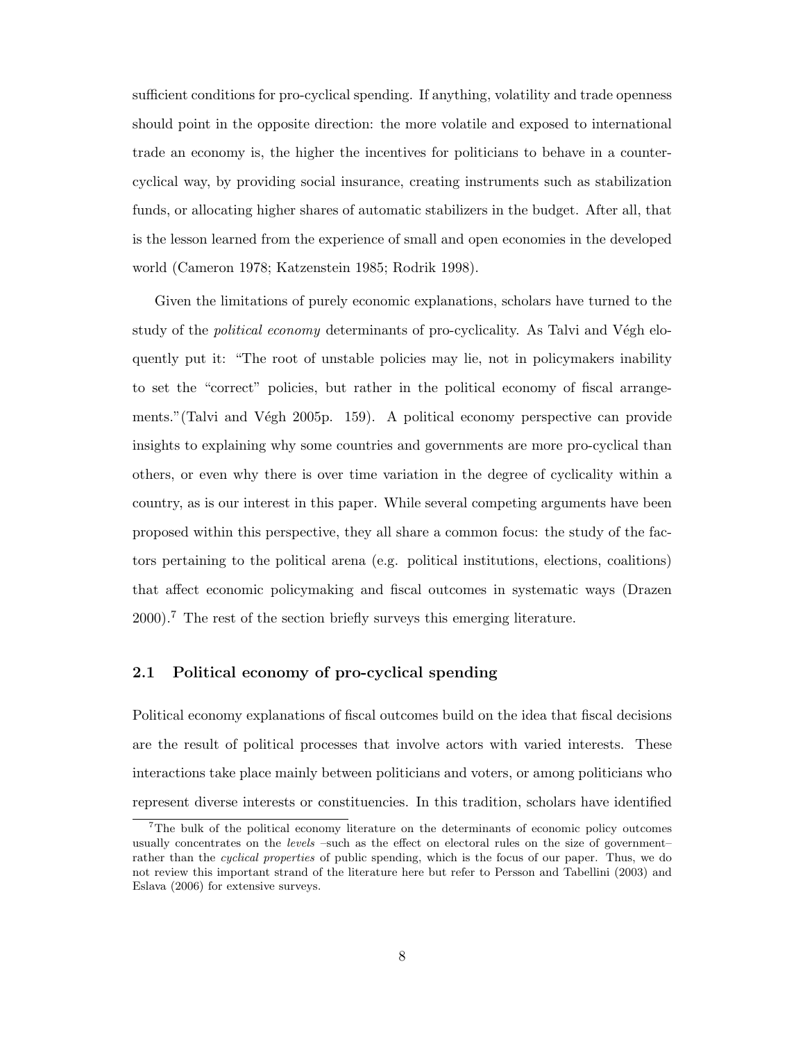sufficient conditions for pro-cyclical spending. If anything, volatility and trade openness should point in the opposite direction: the more volatile and exposed to international trade an economy is, the higher the incentives for politicians to behave in a counter-cyclical way, by providing social insurance, creating instruments such as stabilization funds, or allocating higher shares of automatic stabilizers in the budget. After all, that is the lesson learned from the experience of small and open economies in the developed world (Cameron 1978; Katzenstein 1985; Rodrik 1998).

Given the limitations of purely economic explanations, scholars have turned to the study of the *political economy* determinants of pro-cyclicality. As Talvi and Végh eloquently put it: "The root of unstable policies may lie, not in policymakers inability to set the "correct" policies, but rather in the political economy of fiscal arrangements."(Talvi and Végh 2005p. 159). A political economy perspective can provide insights to explaining why some countries and governments are more pro-cyclical than others, or even why there is over time variation in the degree of cyclicality within a country, as is our interest in this paper. While several competing arguments have been proposed within this perspective, they all share a common focus: the study of the factors pertaining to the political arena (e.g. political institutions, elections, coalitions) that affect economic policymaking and fiscal outcomes in systematic ways (Drazen 2000).[7] The rest of the section briefly surveys this emerging literature.

## 2.1 Political economy of pro-cyclical spending

Political economy explanations of fiscal outcomes build on the idea that fiscal decisions are the result of political processes that involve actors with varied interests. These interactions take place mainly between politicians and voters, or among politicians who represent diverse interests or constituencies. In this tradition, scholars have identified

[7] The bulk of the political economy literature on the determinants of economic policy outcomes usually concentrates on the *levels* –such as the effect on electoral rules on the size of government– rather than the *cyclical properties* of public spending, which is the focus of our paper. Thus, we do not review this important strand of the literature here but refer to Persson and Tabellini (2003) and Eslava (2006) for extensive surveys.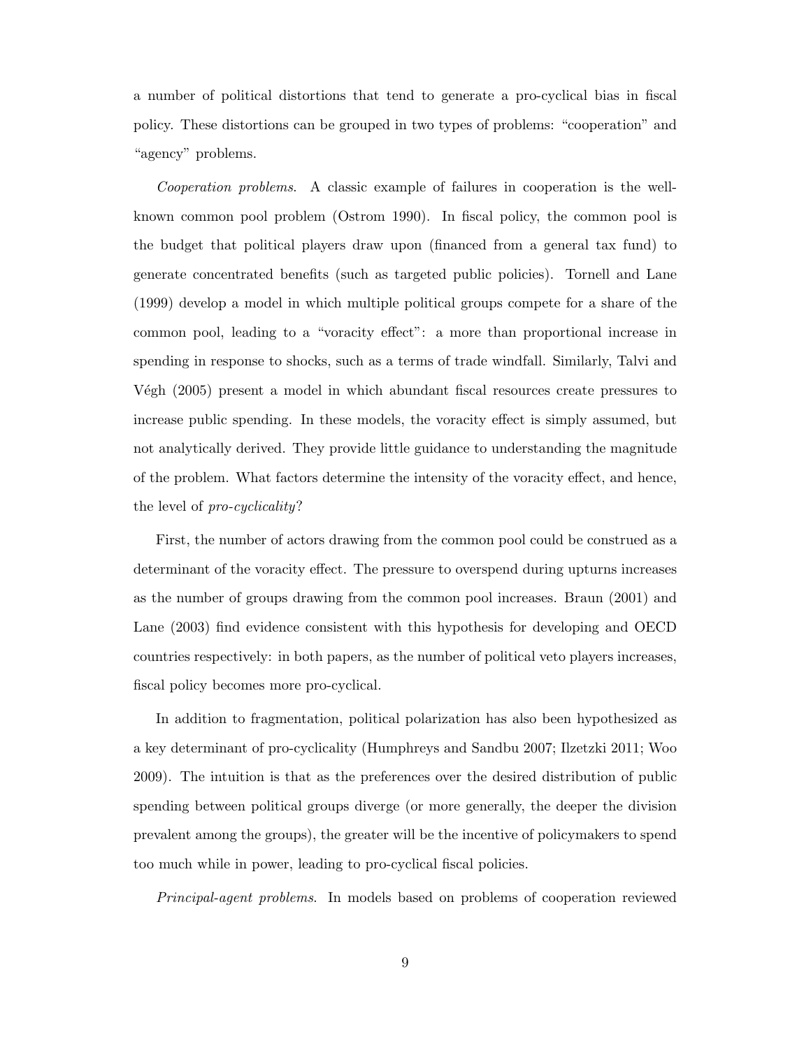a number of political distortions that tend to generate a pro-cyclical bias in fiscal policy. These distortions can be grouped in two types of problems: "cooperation" and "agency" problems.

*Cooperation problems.* A classic example of failures in cooperation is the well-known common pool problem (Ostrom 1990). In fiscal policy, the common pool is the budget that political players draw upon (financed from a general tax fund) to generate concentrated benefits (such as targeted public policies). Tornell and Lane (1999) develop a model in which multiple political groups compete for a share of the common pool, leading to a "voracity effect": a more than proportional increase in spending in response to shocks, such as a terms of trade windfall. Similarly, Talvi and Végh (2005) present a model in which abundant fiscal resources create pressures to increase public spending. In these models, the voracity effect is simply assumed, but not analytically derived. They provide little guidance to understanding the magnitude of the problem. What factors determine the intensity of the voracity effect, and hence, the level of *pro-cyclicality*?

First, the number of actors drawing from the common pool could be construed as a determinant of the voracity effect. The pressure to overspend during upturns increases as the number of groups drawing from the common pool increases. Braun (2001) and Lane (2003) find evidence consistent with this hypothesis for developing and OECD countries respectively: in both papers, as the number of political veto players increases, fiscal policy becomes more pro-cyclical.

In addition to fragmentation, political polarization has also been hypothesized as a key determinant of pro-cyclicality (Humphreys and Sandbu 2007; Ilzetzki 2011; Woo 2009). The intuition is that as the preferences over the desired distribution of public spending between political groups diverge (or more generally, the deeper the division prevalent among the groups), the greater will be the incentive of policymakers to spend too much while in power, leading to pro-cyclical fiscal policies.

*Principal-agent problems.* In models based on problems of cooperation reviewed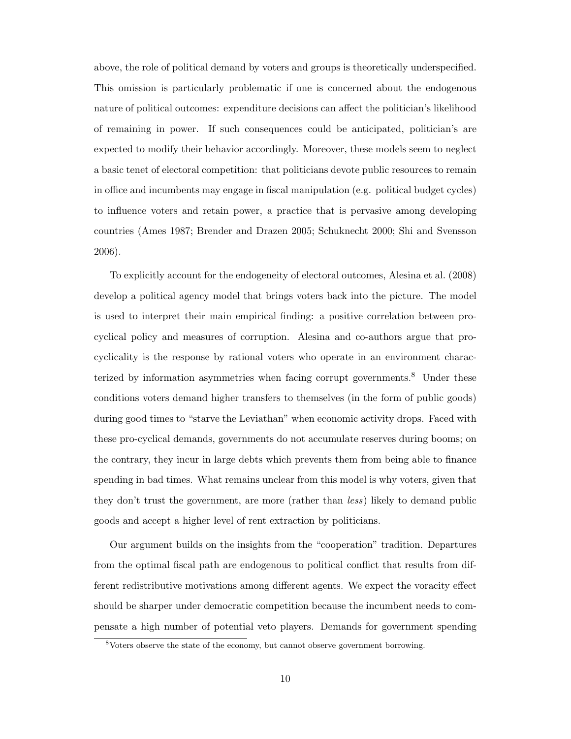above, the role of political demand by voters and groups is theoretically underspecified. This omission is particularly problematic if one is concerned about the endogenous nature of political outcomes: expenditure decisions can affect the politician's likelihood of remaining in power. If such consequences could be anticipated, politician's are expected to modify their behavior accordingly. Moreover, these models seem to neglect a basic tenet of electoral competition: that politicians devote public resources to remain in office and incumbents may engage in fiscal manipulation (e.g. political budget cycles) to influence voters and retain power, a practice that is pervasive among developing countries (Ames 1987; Brender and Drazen 2005; Schuknecht 2000; Shi and Svensson 2006).

To explicitly account for the endogeneity of electoral outcomes, Alesina et al. (2008) develop a political agency model that brings voters back into the picture. The model is used to interpret their main empirical finding: a positive correlation between pro-cyclical policy and measures of corruption. Alesina and co-authors argue that pro-cyclicality is the response by rational voters who operate in an environment characterized by information asymmetries when facing corrupt governments.[8] Under these conditions voters demand higher transfers to themselves (in the form of public goods) during good times to "starve the Leviathan" when economic activity drops. Faced with these pro-cyclical demands, governments do not accumulate reserves during booms; on the contrary, they incur in large debts which prevents them from being able to finance spending in bad times. What remains unclear from this model is why voters, given that they don't trust the government, are more (rather than *less*) likely to demand public goods and accept a higher level of rent extraction by politicians.

Our argument builds on the insights from the "cooperation" tradition. Departures from the optimal fiscal path are endogenous to political conflict that results from different redistributive motivations among different agents. We expect the voracity effect should be sharper under democratic competition because the incumbent needs to compensate a high number of potential veto players. Demands for government spending

[8] Voters observe the state of the economy, but cannot observe government borrowing.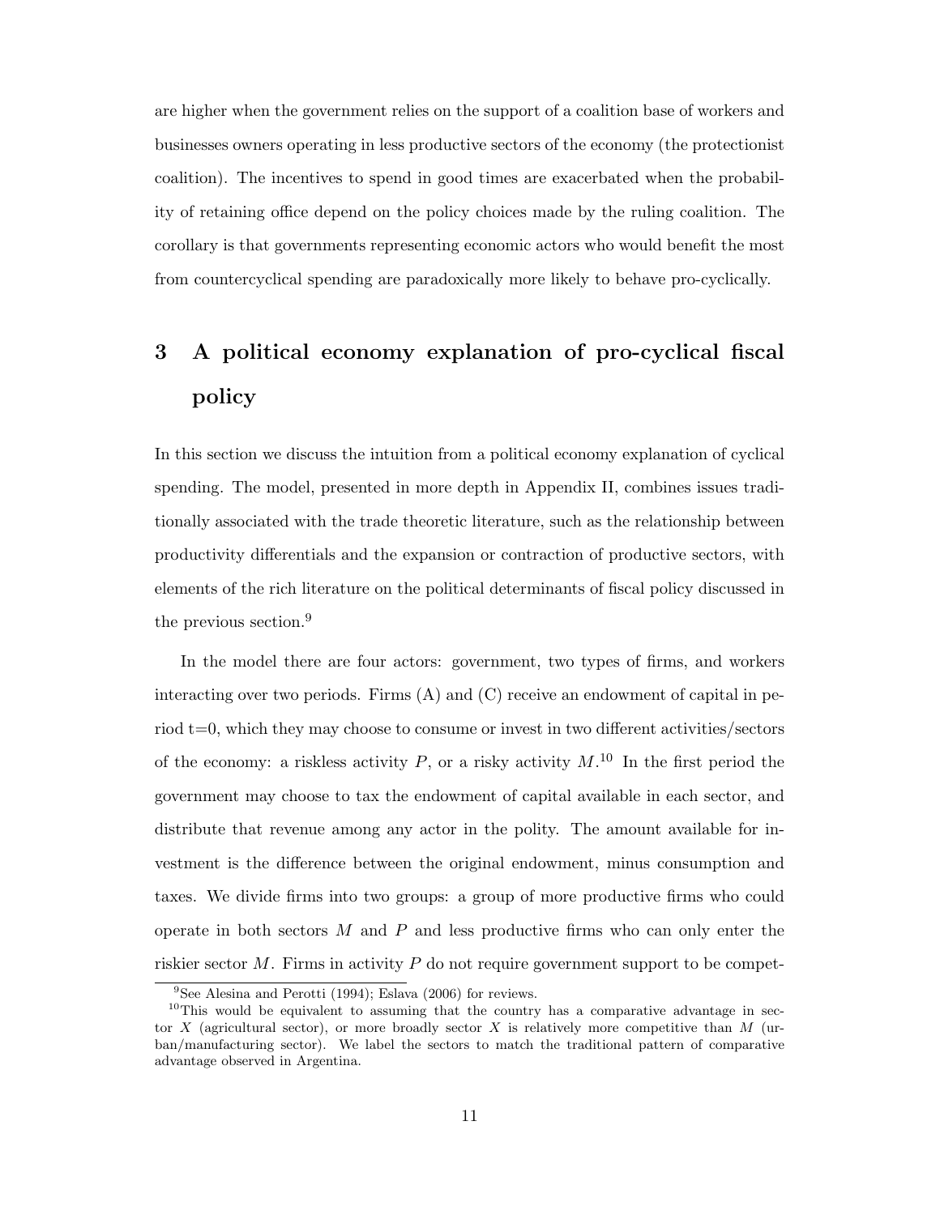are higher when the government relies on the support of a coalition base of workers and businesses owners operating in less productive sectors of the economy (the protectionist coalition). The incentives to spend in good times are exacerbated when the probability of retaining office depend on the policy choices made by the ruling coalition. The corollary is that governments representing economic actors who would benefit the most from countercyclical spending are paradoxically more likely to behave pro-cyclically.

# 3 A political economy explanation of pro-cyclical fiscal policy

In this section we discuss the intuition from a political economy explanation of cyclical spending. The model, presented in more depth in Appendix II, combines issues traditionally associated with the trade theoretic literature, such as the relationship between productivity differentials and the expansion or contraction of productive sectors, with elements of the rich literature on the political determinants of fiscal policy discussed in the previous section.[9]

In the model there are four actors: government, two types of firms, and workers interacting over two periods. Firms (A) and (C) receive an endowment of capital in period t=0, which they may choose to consume or invest in two different activities/sectors of the economy: a riskless activity $P$, or a risky activity $M$.[10] In the first period the government may choose to tax the endowment of capital available in each sector, and distribute that revenue among any actor in the polity. The amount available for investment is the difference between the original endowment, minus consumption and taxes. We divide firms into two groups: a group of more productive firms who could operate in both sectors $M$ and $P$ and less productive firms who can only enter the riskier sector $M$. Firms in activity $P$ do not require government support to be compet-

[9] See Alesina and Perotti (1994); Eslava (2006) for reviews.

[10] This would be equivalent to assuming that the country has a comparative advantage in sector $X$ (agricultural sector), or more broadly sector $X$ is relatively more competitive than $M$ (urban/manufacturing sector). We label the sectors to match the traditional pattern of comparative advantage observed in Argentina.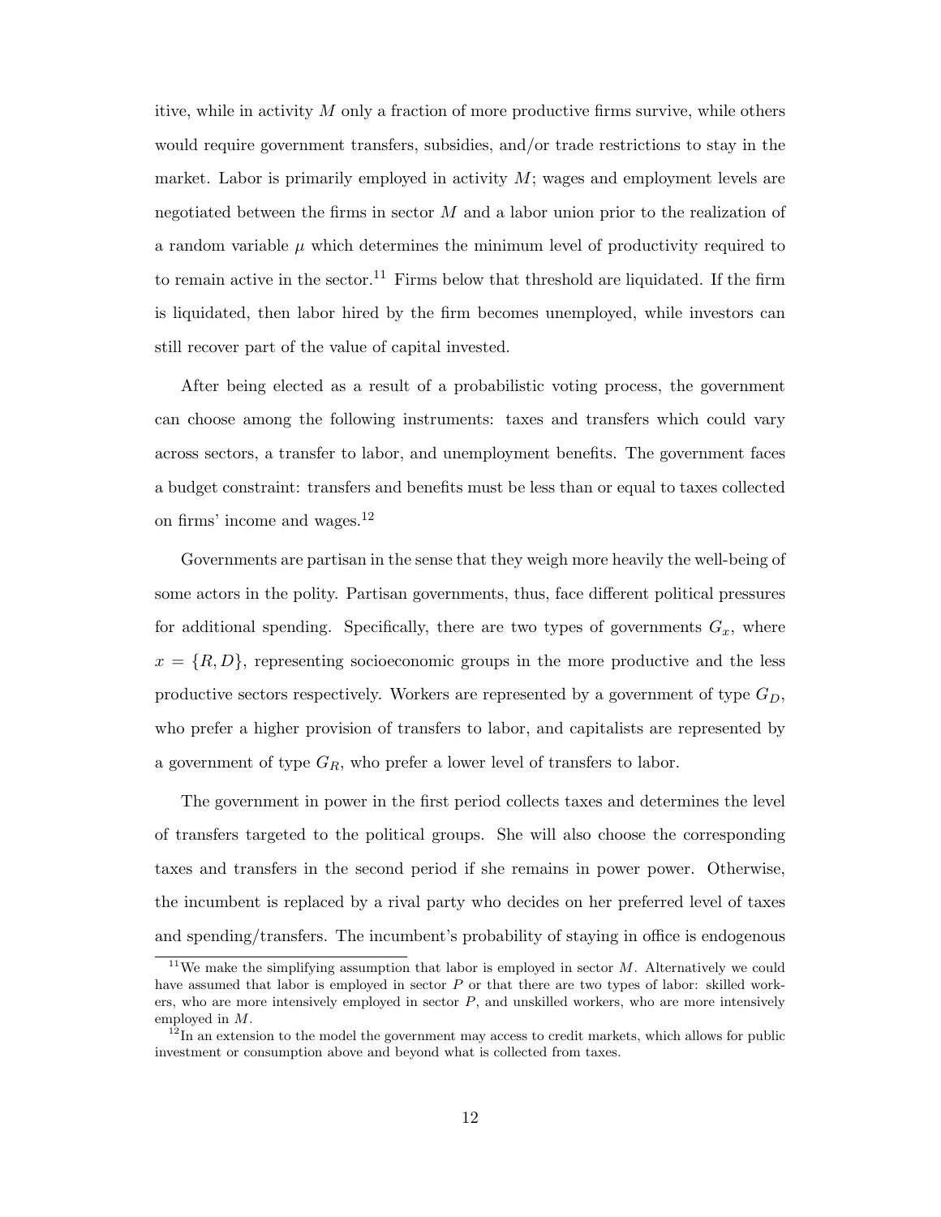itive, while in activity $M$ only a fraction of more productive firms survive, while others would require government transfers, subsidies, and/or trade restrictions to stay in the market. Labor is primarily employed in activity $M$; wages and employment levels are negotiated between the firms in sector $M$ and a labor union prior to the realization of a random variable $\mu$ which determines the minimum level of productivity required to to remain active in the sector.[11] Firms below that threshold are liquidated. If the firm is liquidated, then labor hired by the firm becomes unemployed, while investors can still recover part of the value of capital invested.

After being elected as a result of a probabilistic voting process, the government can choose among the following instruments: taxes and transfers which could vary across sectors, a transfer to labor, and unemployment benefits. The government faces a budget constraint: transfers and benefits must be less than or equal to taxes collected on firms' income and wages.[12]

Governments are partisan in the sense that they weigh more heavily the well-being of some actors in the polity. Partisan governments, thus, face different political pressures for additional spending. Specifically, there are two types of governments $G_x$, where $x = \{R, D\}$, representing socioeconomic groups in the more productive and the less productive sectors respectively. Workers are represented by a government of type $G_D$, who prefer a higher provision of transfers to labor, and capitalists are represented by a government of type $G_R$, who prefer a lower level of transfers to labor.

The government in power in the first period collects taxes and determines the level of transfers targeted to the political groups. She will also choose the corresponding taxes and transfers in the second period if she remains in power power. Otherwise, the incumbent is replaced by a rival party who decides on her preferred level of taxes and spending/transfers. The incumbent's probability of staying in office is endogenous

[11] We make the simplifying assumption that labor is employed in sector $M$. Alternatively we could have assumed that labor is employed in sector $P$ or that there are two types of labor: skilled workers, who are more intensively employed in sector $P$, and unskilled workers, who are more intensively employed in $M$.

[12] In an extension to the model the government may access to credit markets, which allows for public investment or consumption above and beyond what is collected from taxes.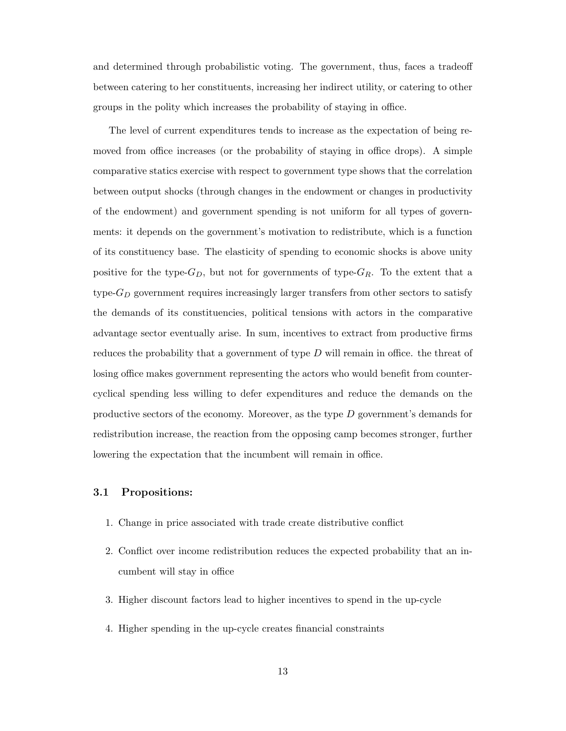and determined through probabilistic voting. The government, thus, faces a tradeoff between catering to her constituents, increasing her indirect utility, or catering to other groups in the polity which increases the probability of staying in office.

The level of current expenditures tends to increase as the expectation of being removed from office increases (or the probability of staying in office drops). A simple comparative statics exercise with respect to government type shows that the correlation between output shocks (through changes in the endowment or changes in productivity of the endowment) and government spending is not uniform for all types of governments: it depends on the government's motivation to redistribute, which is a function of its constituency base. The elasticity of spending to economic shocks is above unity positive for the type-$G_D$, but not for governments of type-$G_R$. To the extent that a type-$G_D$ government requires increasingly larger transfers from other sectors to satisfy the demands of its constituencies, political tensions with actors in the comparative advantage sector eventually arise. In sum, incentives to extract from productive firms reduces the probability that a government of type $D$ will remain in office. the threat of losing office makes government representing the actors who would benefit from countercyclical spending less willing to defer expenditures and reduce the demands on the productive sectors of the economy. Moreover, as the type $D$ government's demands for redistribution increase, the reaction from the opposing camp becomes stronger, further lowering the expectation that the incumbent will remain in office.

### 3.1 Propositions:

1. Change in price associated with trade create distributive conflict
2. Conflict over income redistribution reduces the expected probability that an incumbent will stay in office
3. Higher discount factors lead to higher incentives to spend in the up-cycle
4. Higher spending in the up-cycle creates financial constraints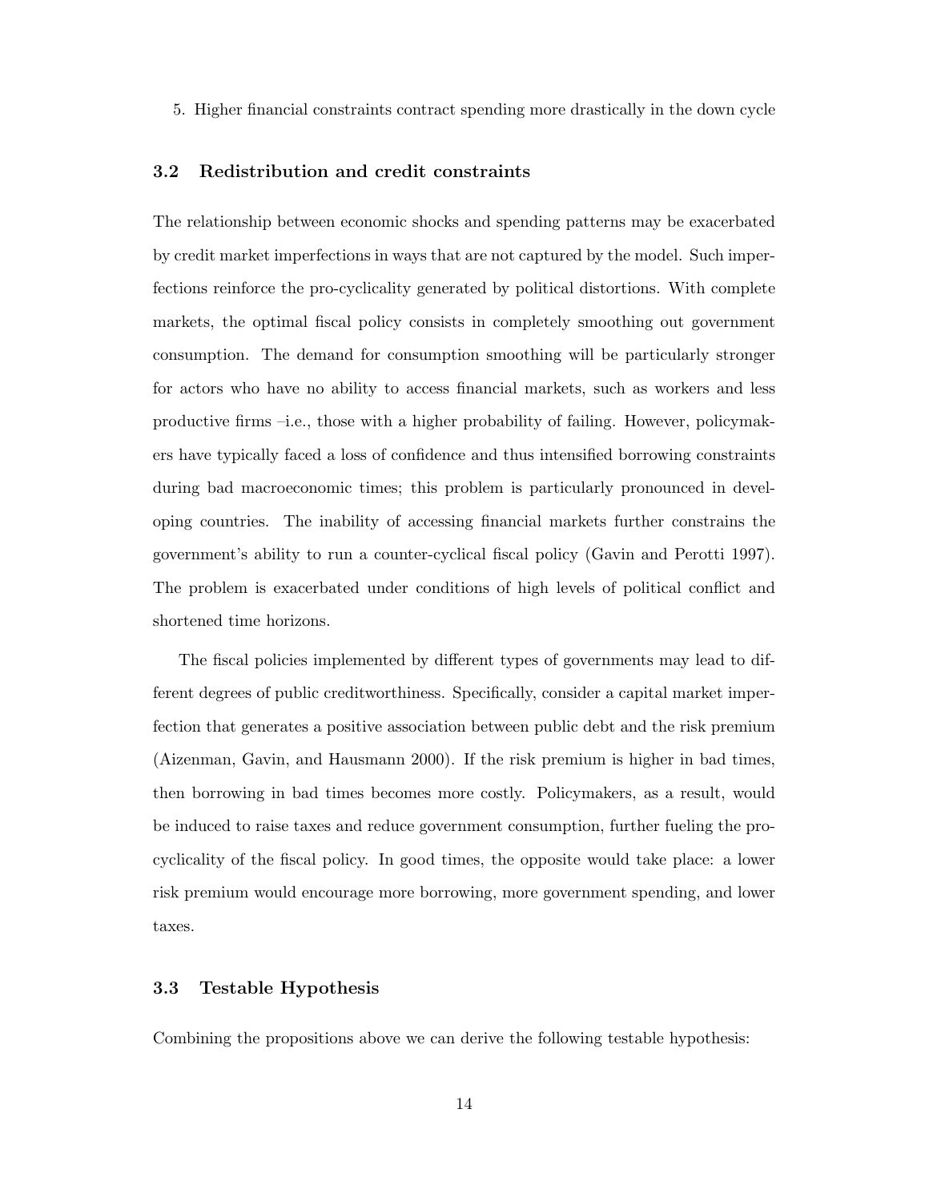5. Higher financial constraints contract spending more drastically in the down cycle

### 3.2 Redistribution and credit constraints

The relationship between economic shocks and spending patterns may be exacerbated by credit market imperfections in ways that are not captured by the model. Such imperfections reinforce the pro-cyclicality generated by political distortions. With complete markets, the optimal fiscal policy consists in completely smoothing out government consumption. The demand for consumption smoothing will be particularly stronger for actors who have no ability to access financial markets, such as workers and less productive firms –i.e., those with a higher probability of failing. However, policymakers have typically faced a loss of confidence and thus intensified borrowing constraints during bad macroeconomic times; this problem is particularly pronounced in developing countries. The inability of accessing financial markets further constrains the government's ability to run a counter-cyclical fiscal policy (Gavin and Perotti 1997). The problem is exacerbated under conditions of high levels of political conflict and shortened time horizons.

The fiscal policies implemented by different types of governments may lead to different degrees of public creditworthiness. Specifically, consider a capital market imperfection that generates a positive association between public debt and the risk premium (Aizenman, Gavin, and Hausmann 2000). If the risk premium is higher in bad times, then borrowing in bad times becomes more costly. Policymakers, as a result, would be induced to raise taxes and reduce government consumption, further fueling the procyclicality of the fiscal policy. In good times, the opposite would take place: a lower risk premium would encourage more borrowing, more government spending, and lower taxes.

### 3.3 Testable Hypothesis

Combining the propositions above we can derive the following testable hypothesis: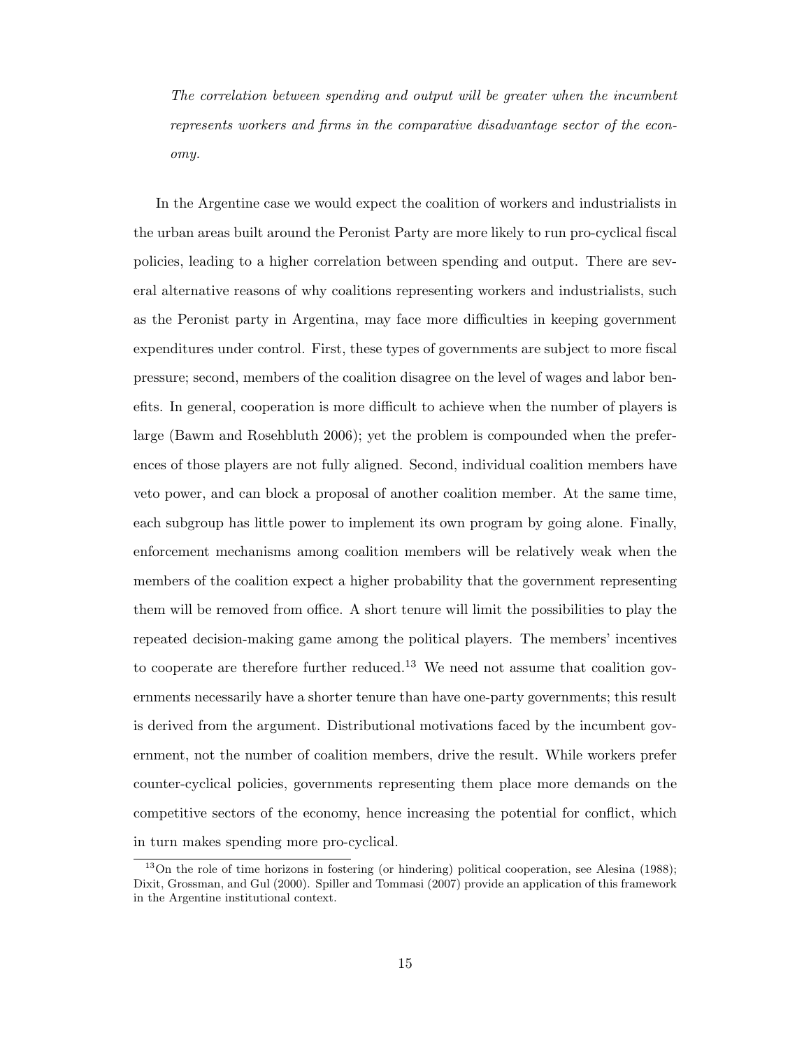*The correlation between spending and output will be greater when the incumbent represents workers and firms in the comparative disadvantage sector of the economy.*

In the Argentine case we would expect the coalition of workers and industrialists in the urban areas built around the Peronist Party are more likely to run pro-cyclical fiscal policies, leading to a higher correlation between spending and output. There are several alternative reasons of why coalitions representing workers and industrialists, such as the Peronist party in Argentina, may face more difficulties in keeping government expenditures under control. First, these types of governments are subject to more fiscal pressure; second, members of the coalition disagree on the level of wages and labor benefits. In general, cooperation is more difficult to achieve when the number of players is large (Bawm and Rosehbluth 2006); yet the problem is compounded when the preferences of those players are not fully aligned. Second, individual coalition members have veto power, and can block a proposal of another coalition member. At the same time, each subgroup has little power to implement its own program by going alone. Finally, enforcement mechanisms among coalition members will be relatively weak when the members of the coalition expect a higher probability that the government representing them will be removed from office. A short tenure will limit the possibilities to play the repeated decision-making game among the political players. The members' incentives to cooperate are therefore further reduced.[13] We need not assume that coalition governments necessarily have a shorter tenure than have one-party governments; this result is derived from the argument. Distributional motivations faced by the incumbent government, not the number of coalition members, drive the result. While workers prefer counter-cyclical policies, governments representing them place more demands on the competitive sectors of the economy, hence increasing the potential for conflict, which in turn makes spending more pro-cyclical.

[13] On the role of time horizons in fostering (or hindering) political cooperation, see Alesina (1988); Dixit, Grossman, and Gul (2000). Spiller and Tommasi (2007) provide an application of this framework in the Argentine institutional context.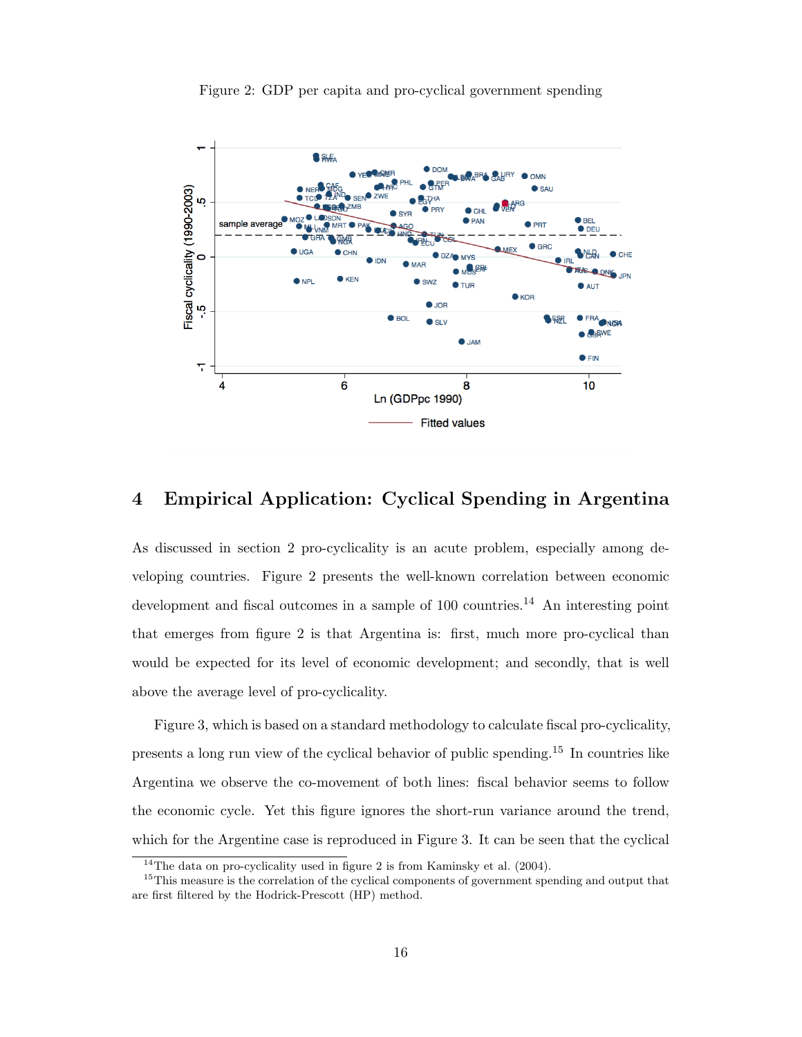Figure 2: GDP per capita and pro-cyclical government spending

## 4 Empirical Application: Cyclical Spending in Argentina

As discussed in section 2 pro-cyclicality is an acute problem, especially among developing countries. Figure 2 presents the well-known correlation between economic development and fiscal outcomes in a sample of 100 countries.[14] An interesting point that emerges from figure 2 is that Argentina is: first, much more pro-cyclical than would be expected for its level of economic development; and secondly, that is well above the average level of pro-cyclicality.

Figure 3, which is based on a standard methodology to calculate fiscal pro-cyclicality, presents a long run view of the cyclical behavior of public spending.[15] In countries like Argentina we observe the co-movement of both lines: fiscal behavior seems to follow the economic cycle. Yet this figure ignores the short-run variance around the trend, which for the Argentine case is reproduced in Figure 3. It can be seen that the cyclical

[14] The data on pro-cyclicality used in figure 2 is from Kaminsky et al. (2004).

[15] This measure is the correlation of the cyclical components of government spending and output that are first filtered by the Hodrick-Prescott (HP) method.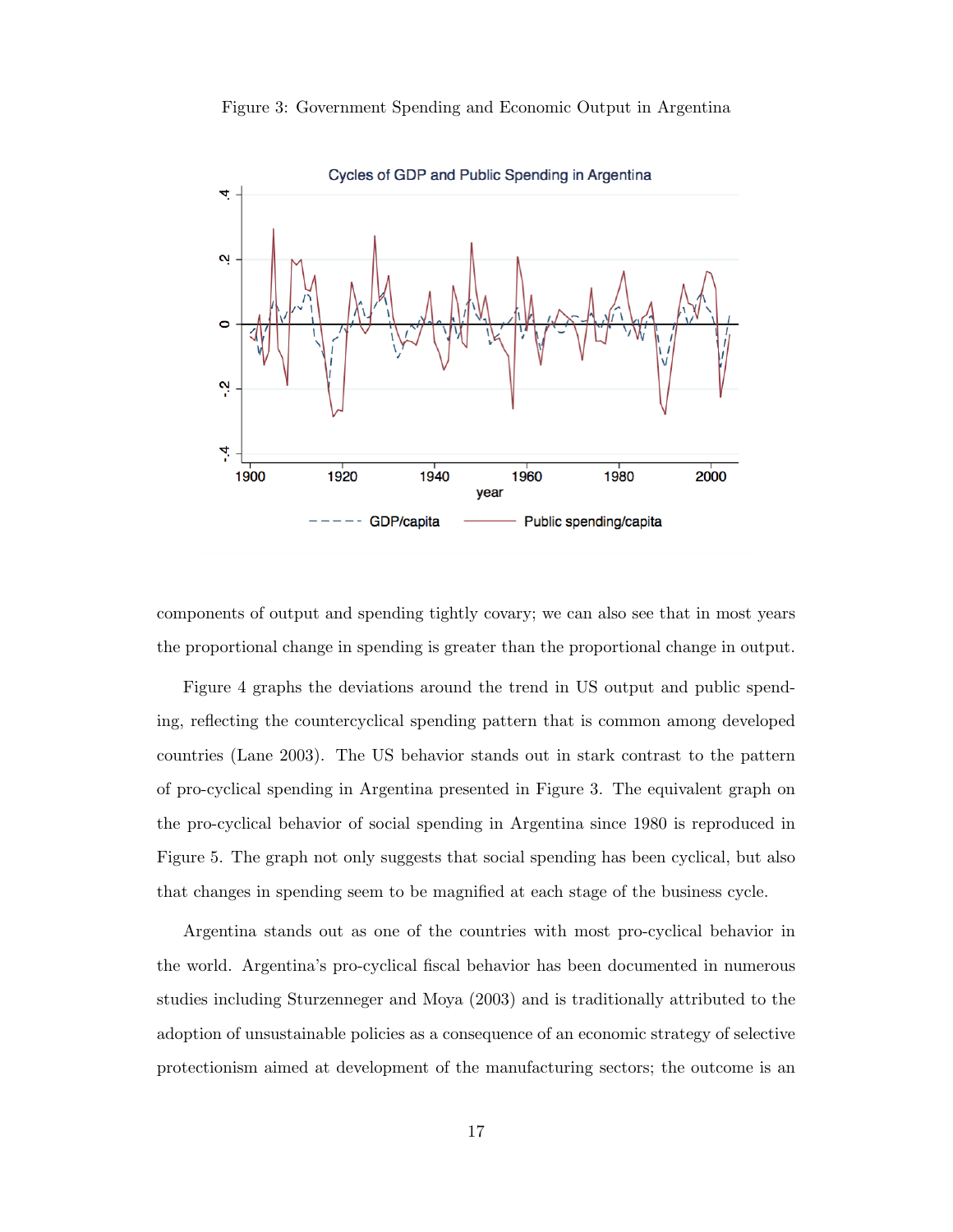Figure 3: Government Spending and Economic Output in Argentina

components of output and spending tightly covary; we can also see that in most years the proportional change in spending is greater than the proportional change in output.

Figure 4 graphs the deviations around the trend in US output and public spending, reflecting the countercyclical spending pattern that is common among developed countries (Lane 2003). The US behavior stands out in stark contrast to the pattern of pro-cyclical spending in Argentina presented in Figure 3. The equivalent graph on the pro-cyclical behavior of social spending in Argentina since 1980 is reproduced in Figure 5. The graph not only suggests that social spending has been cyclical, but also that changes in spending seem to be magnified at each stage of the business cycle.

Argentina stands out as one of the countries with most pro-cyclical behavior in the world. Argentina's pro-cyclical fiscal behavior has been documented in numerous studies including Sturzenneger and Moya (2003) and is traditionally attributed to the adoption of unsustainable policies as a consequence of an economic strategy of selective protectionism aimed at development of the manufacturing sectors; the outcome is an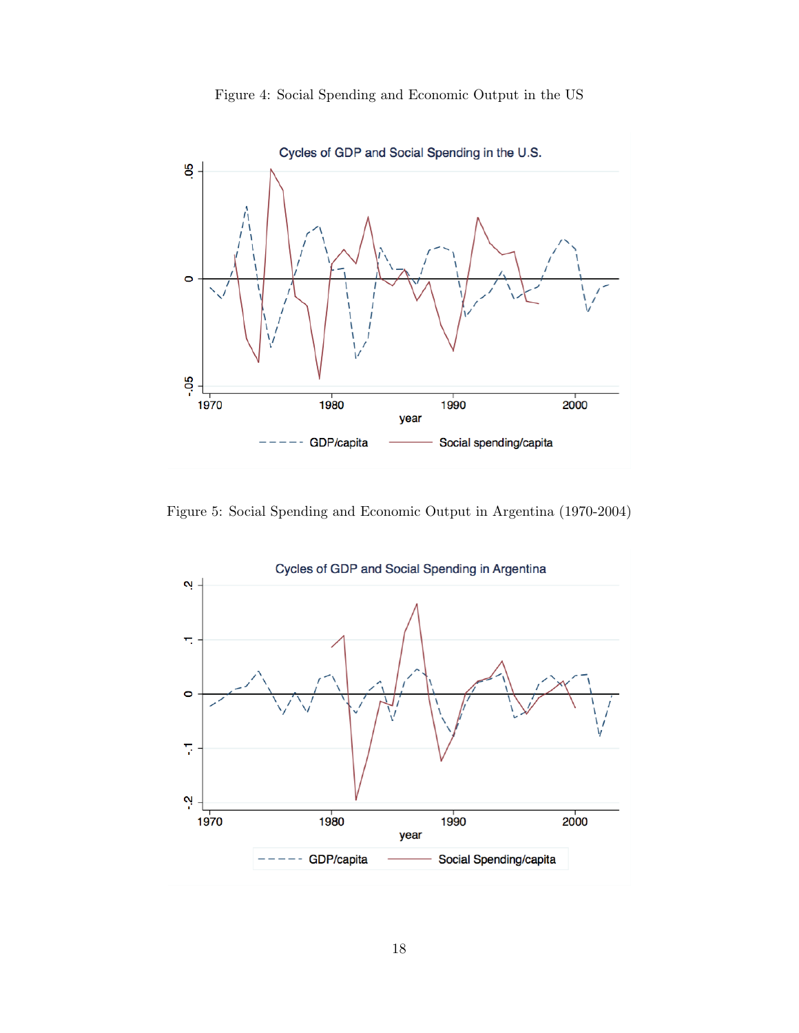Figure 4: Social Spending and Economic Output in the US

Figure 5: Social Spending and Economic Output in Argentina (1970-2004)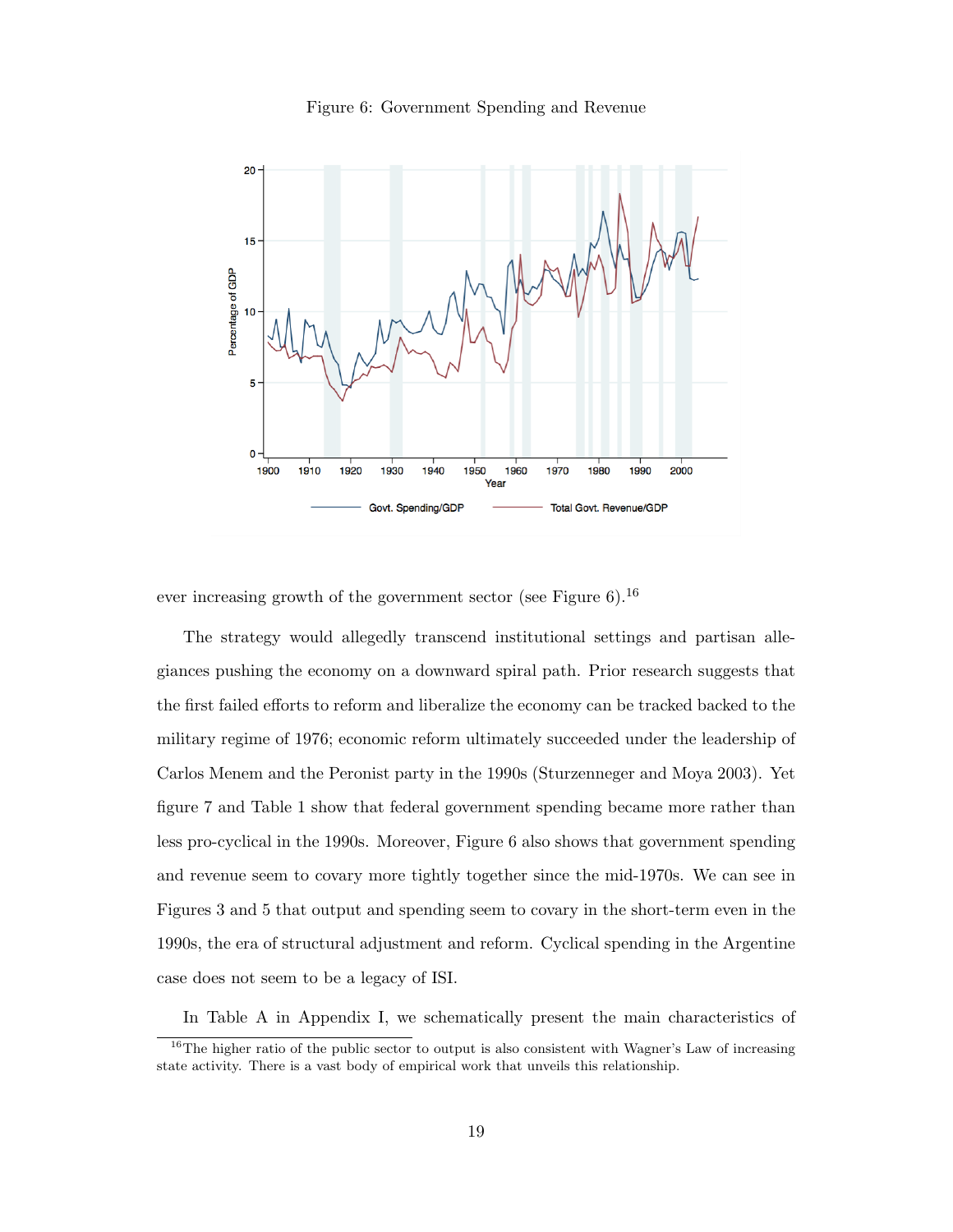Figure 6: Government Spending and Revenue

ever increasing growth of the government sector (see Figure 6).[16]

The strategy would allegedly transcend institutional settings and partisan allegiances pushing the economy on a downward spiral path. Prior research suggests that the first failed efforts to reform and liberalize the economy can be tracked backed to the military regime of 1976; economic reform ultimately succeeded under the leadership of Carlos Menem and the Peronist party in the 1990s (Sturzenneger and Moya 2003). Yet figure 7 and Table 1 show that federal government spending became more rather than less pro-cyclical in the 1990s. Moreover, Figure 6 also shows that government spending and revenue seem to covary more tightly together since the mid-1970s. We can see in Figures 3 and 5 that output and spending seem to covary in the short-term even in the 1990s, the era of structural adjustment and reform. Cyclical spending in the Argentine case does not seem to be a legacy of ISI.

In Table A in Appendix I, we schematically present the main characteristics of

[16] The higher ratio of the public sector to output is also consistent with Wagner's Law of increasing state activity. There is a vast body of empirical work that unveils this relationship.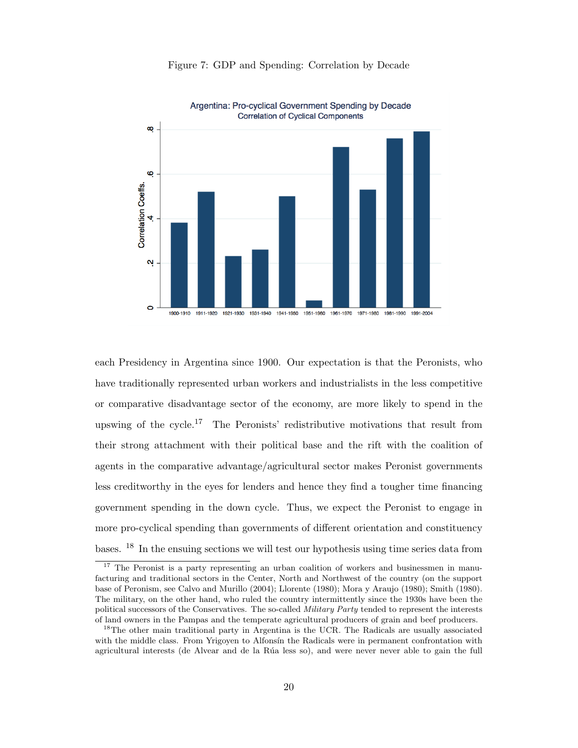Figure 7: GDP and Spending: Correlation by Decade

each Presidency in Argentina since 1900. Our expectation is that the Peronists, who have traditionally represented urban workers and industrialists in the less competitive or comparative disadvantage sector of the economy, are more likely to spend in the upswing of the cycle.[17] The Peronists' redistributive motivations that result from their strong attachment with their political base and the rift with the coalition of agents in the comparative advantage/agricultural sector makes Peronist governments less creditworthy in the eyes for lenders and hence they find a tougher time financing government spending in the down cycle. Thus, we expect the Peronist to engage in more pro-cyclical spending than governments of different orientation and constituency bases. [18] In the ensuing sections we will test our hypothesis using time series data from

---

[17] The Peronist is a party representing an urban coalition of workers and businessmen in manufacturing and traditional sectors in the Center, North and Northwest of the country (on the support base of Peronism, see Calvo and Murillo (2004); Llorente (1980); Mora y Araujo (1980); Smith (1980). The military, on the other hand, who ruled the country intermittently since the 1930s have been the political successors of the Conservatives. The so-called *Military Party* tended to represent the interests of land owners in the Pampas and the temperate agricultural producers of grain and beef producers.

[18] The other main traditional party in Argentina is the UCR. The Radicals are usually associated with the middle class. From Yrigoyen to Alfonsín the Radicals were in permanent confrontation with agricultural interests (de Alvear and de la Rúa less so), and were never never able to gain the full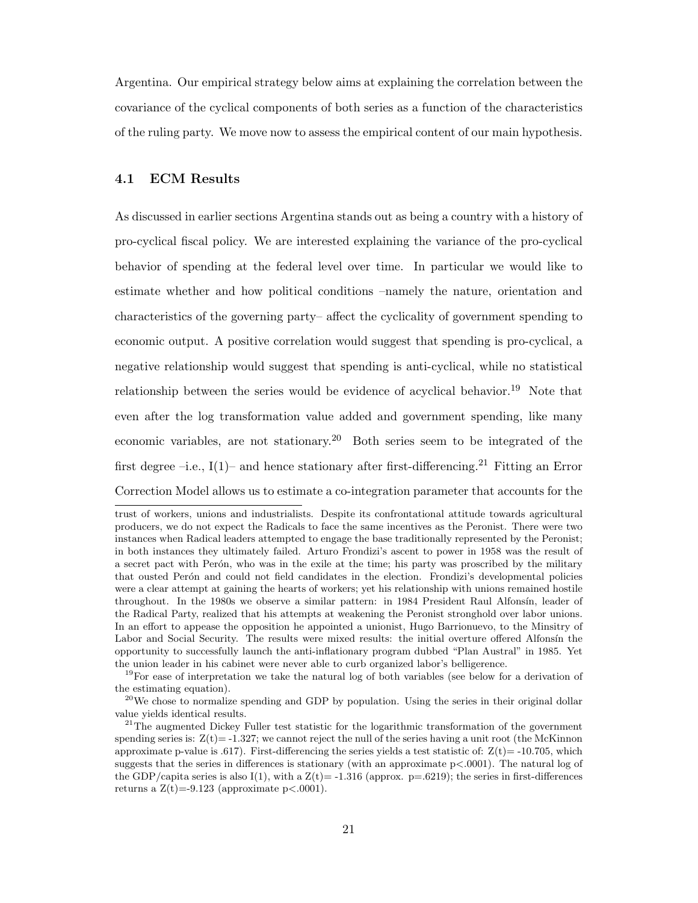Argentina. Our empirical strategy below aims at explaining the correlation between the covariance of the cyclical components of both series as a function of the characteristics of the ruling party. We move now to assess the empirical content of our main hypothesis.

### 4.1 ECM Results

As discussed in earlier sections Argentina stands out as being a country with a history of pro-cyclical fiscal policy. We are interested explaining the variance of the pro-cyclical behavior of spending at the federal level over time. In particular we would like to estimate whether and how political conditions –namely the nature, orientation and characteristics of the governing party– affect the cyclicality of government spending to economic output. A positive correlation would suggest that spending is pro-cyclical, a negative relationship would suggest that spending is anti-cyclical, while no statistical relationship between the series would be evidence of acyclical behavior.[19] Note that even after the log transformation value added and government spending, like many economic variables, are not stationary.[20] Both series seem to be integrated of the first degree –i.e., I(1)– and hence stationary after first-differencing.[21] Fitting an Error Correction Model allows us to estimate a co-integration parameter that accounts for the

---

trust of workers, unions and industrialists. Despite its confrontational attitude towards agricultural producers, we do not expect the Radicals to face the same incentives as the Peronist. There were two instances when Radical leaders attempted to engage the base traditionally represented by the Peronist; in both instances they ultimately failed. Arturo Frondizi's ascent to power in 1958 was the result of a secret pact with Perón, who was in the exile at the time; his party was proscribed by the military that ousted Perón and could not field candidates in the election. Frondizi's developmental policies were a clear attempt at gaining the hearts of workers; yet his relationship with unions remained hostile throughout. In the 1980s we observe a similar pattern: in 1984 President Raul Alfonsín, leader of the Radical Party, realized that his attempts at weakening the Peronist stronghold over labor unions. In an effort to appease the opposition he appointed a unionist, Hugo Barrionuevo, to the Minsitry of Labor and Social Security. The results were mixed results: the initial overture offered Alfonsín the opportunity to successfully launch the anti-inflationary program dubbed "Plan Austral" in 1985. Yet the union leader in his cabinet were never able to curb organized labor's belligerence.

[19]For ease of interpretation we take the natural log of both variables (see below for a derivation of the estimating equation).

[20]We chose to normalize spending and GDP by population. Using the series in their original dollar value yields identical results.

[21]The augmented Dickey Fuller test statistic for the logarithmic transformation of the government spending series is: $Z(t) = -1.327$; we cannot reject the null of the series having a unit root (the McKinnon approximate p-value is .617). First-differencing the series yields a test statistic of: $Z(t) = -10.705$, which suggests that the series in differences is stationary (with an approximate $p < .0001$). The natural log of the GDP/capita series is also I(1), with a $Z(t) = -1.316$ (approx. $p = .6219$); the series in first-differences returns a $Z(t) = -9.123$ (approximate $p < .0001$).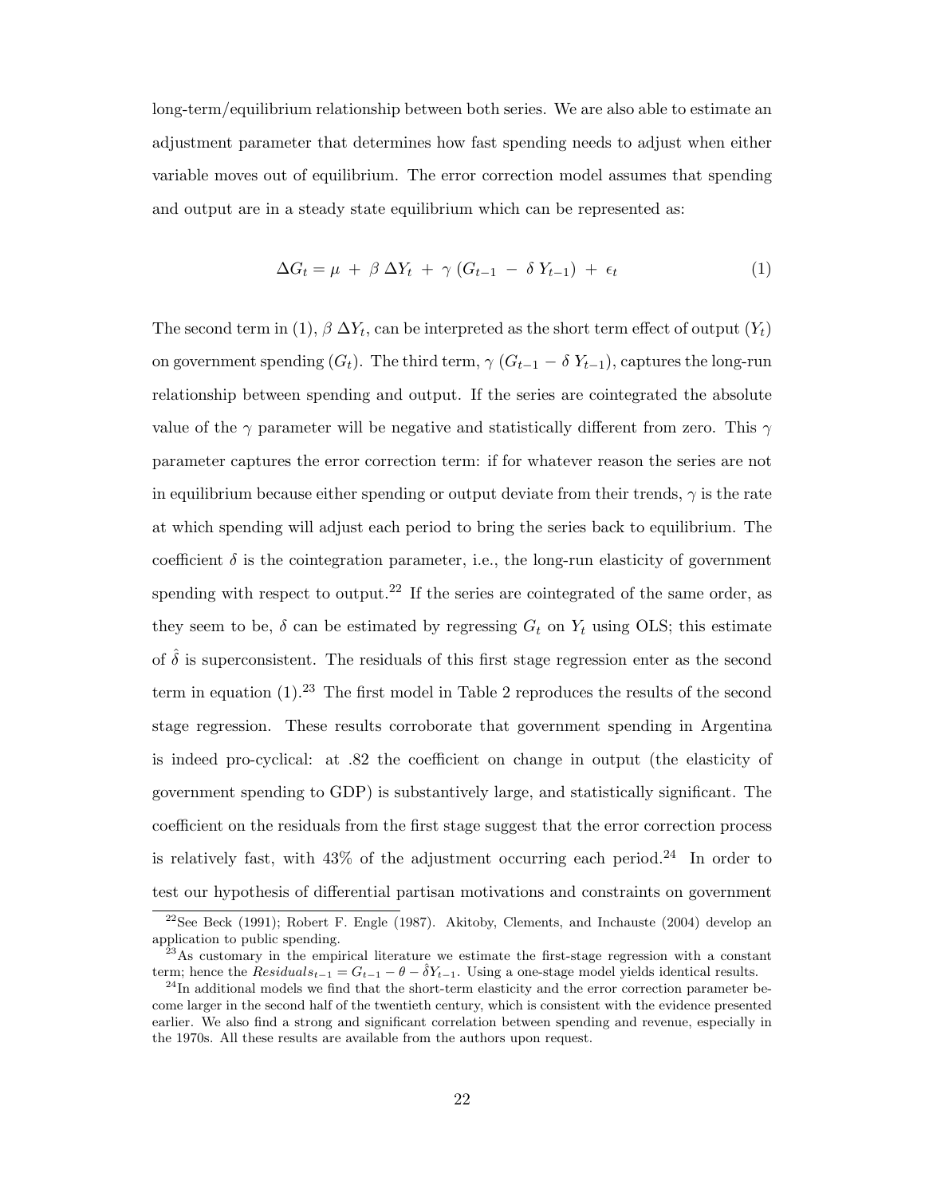long-term/equilibrium relationship between both series. We are also able to estimate an adjustment parameter that determines how fast spending needs to adjust when either variable moves out of equilibrium. The error correction model assumes that spending and output are in a steady state equilibrium which can be represented as:

$$\Delta G_t = \mu \; + \; \beta \; \Delta Y_t \; + \; \gamma \; (G_{t-1} \; - \; \delta \; Y_{t-1}) \; + \; \epsilon_t \tag{1}$$

The second term in (1), $\beta \; \Delta Y_t$, can be interpreted as the short term effect of output ($Y_t$) on government spending ($G_t$). The third term, $\gamma \; (G_{t-1} - \delta \; Y_{t-1})$, captures the long-run relationship between spending and output. If the series are cointegrated the absolute value of the $\gamma$ parameter will be negative and statistically different from zero. This $\gamma$ parameter captures the error correction term: if for whatever reason the series are not in equilibrium because either spending or output deviate from their trends, $\gamma$ is the rate at which spending will adjust each period to bring the series back to equilibrium. The coefficient $\delta$ is the cointegration parameter, i.e., the long-run elasticity of government spending with respect to output.[22] If the series are cointegrated of the same order, as they seem to be, $\delta$ can be estimated by regressing $G_t$ on $Y_t$ using OLS; this estimate of $\hat{\delta}$ is superconsistent. The residuals of this first stage regression enter as the second term in equation (1).[23] The first model in Table 2 reproduces the results of the second stage regression. These results corroborate that government spending in Argentina is indeed pro-cyclical: at .82 the coefficient on change in output (the elasticity of government spending to GDP) is substantively large, and statistically significant. The coefficient on the residuals from the first stage suggest that the error correction process is relatively fast, with 43% of the adjustment occurring each period.[24] In order to test our hypothesis of differential partisan motivations and constraints on government

---

[22] See Beck (1991); Robert F. Engle (1987). Akitoby, Clements, and Inchauste (2004) develop an application to public spending.

[23] As customary in the empirical literature we estimate the first-stage regression with a constant term; hence the $Residuals_{t-1} = G_{t-1} - \theta - \hat{\delta} Y_{t-1}$. Using a one-stage model yields identical results.

[24] In additional models we find that the short-term elasticity and the error correction parameter become larger in the second half of the twentieth century, which is consistent with the evidence presented earlier. We also find a strong and significant correlation between spending and revenue, especially in the 1970s. All these results are available from the authors upon request.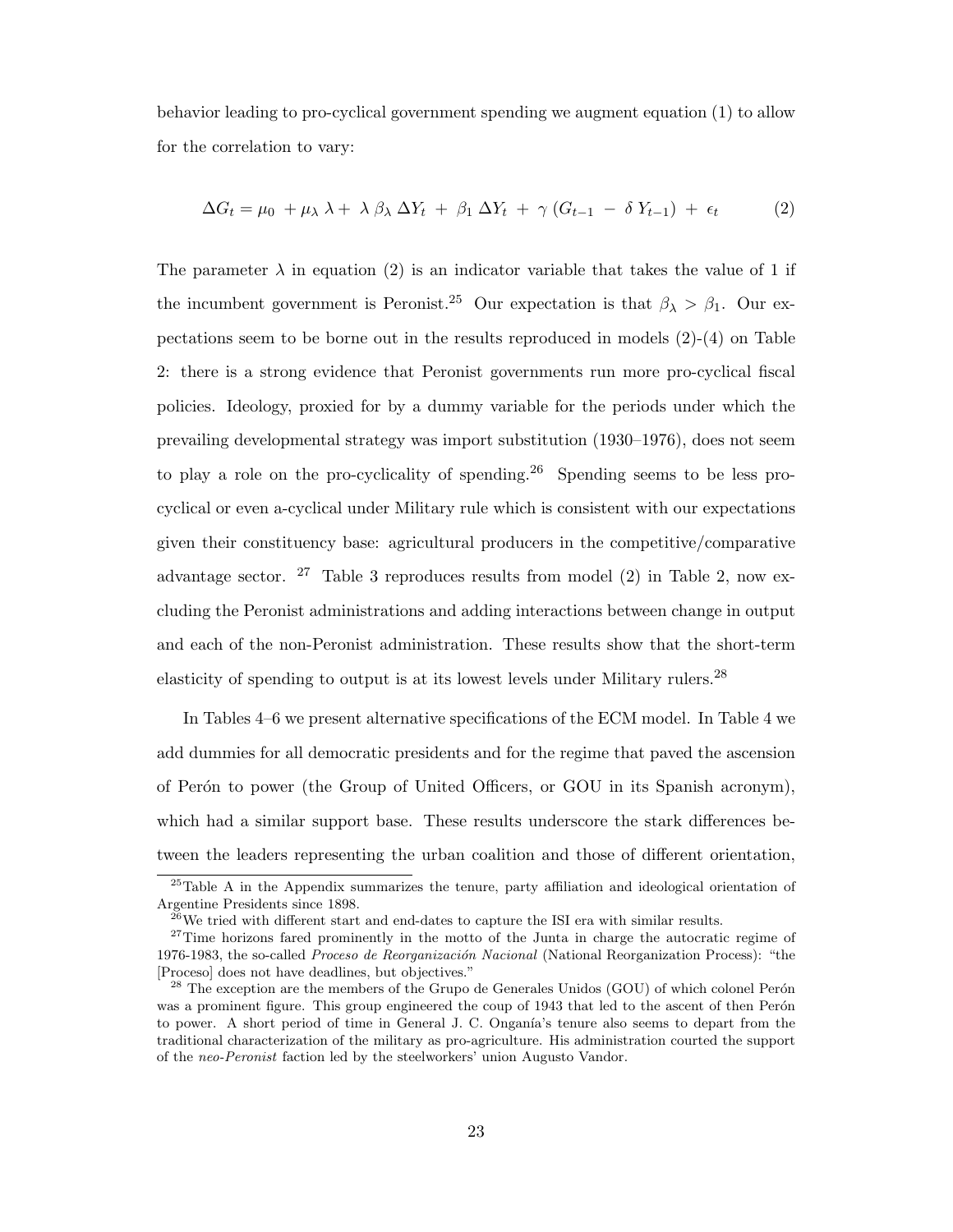behavior leading to pro-cyclical government spending we augment equation (1) to allow for the correlation to vary:

$$\Delta G_t = \mu_0 + \mu_\lambda \lambda + \lambda \beta_\lambda \Delta Y_t + \beta_1 \Delta Y_t + \gamma (G_{t-1} - \delta Y_{t-1}) + \epsilon_t \tag{2}$$

The parameter $\lambda$ in equation (2) is an indicator variable that takes the value of 1 if the incumbent government is Peronist.[25] Our expectation is that $\beta_\lambda > \beta_1$. Our expectations seem to be borne out in the results reproduced in models (2)-(4) on Table 2: there is a strong evidence that Peronist governments run more pro-cyclical fiscal policies. Ideology, proxied for by a dummy variable for the periods under which the prevailing developmental strategy was import substitution (1930–1976), does not seem to play a role on the pro-cyclicality of spending.[26] Spending seems to be less pro-cyclical or even a-cyclical under Military rule which is consistent with our expectations given their constituency base: agricultural producers in the competitive/comparative advantage sector. [27] Table 3 reproduces results from model (2) in Table 2, now excluding the Peronist administrations and adding interactions between change in output and each of the non-Peronist administration. These results show that the short-term elasticity of spending to output is at its lowest levels under Military rulers.[28]

In Tables 4–6 we present alternative specifications of the ECM model. In Table 4 we add dummies for all democratic presidents and for the regime that paved the ascension of Perón to power (the Group of United Officers, or GOU in its Spanish acronym), which had a similar support base. These results underscore the stark differences between the leaders representing the urban coalition and those of different orientation,

---

[25] Table A in the Appendix summarizes the tenure, party affiliation and ideological orientation of Argentine Presidents since 1898.

[26] We tried with different start and end-dates to capture the ISI era with similar results.

[27] Time horizons fared prominently in the motto of the Junta in charge the autocratic regime of 1976-1983, the so-called *Proceso de Reorganización Nacional* (National Reorganization Process): "the [Proceso] does not have deadlines, but objectives."

[28] The exception are the members of the Grupo de Generales Unidos (GOU) of which colonel Perón was a prominent figure. This group engineered the coup of 1943 that led to the ascent of then Perón to power. A short period of time in General J. C. Onganía's tenure also seems to depart from the traditional characterization of the military as pro-agriculture. His administration courted the support of the *neo-Peronist* faction led by the steelworkers' union Augusto Vandor.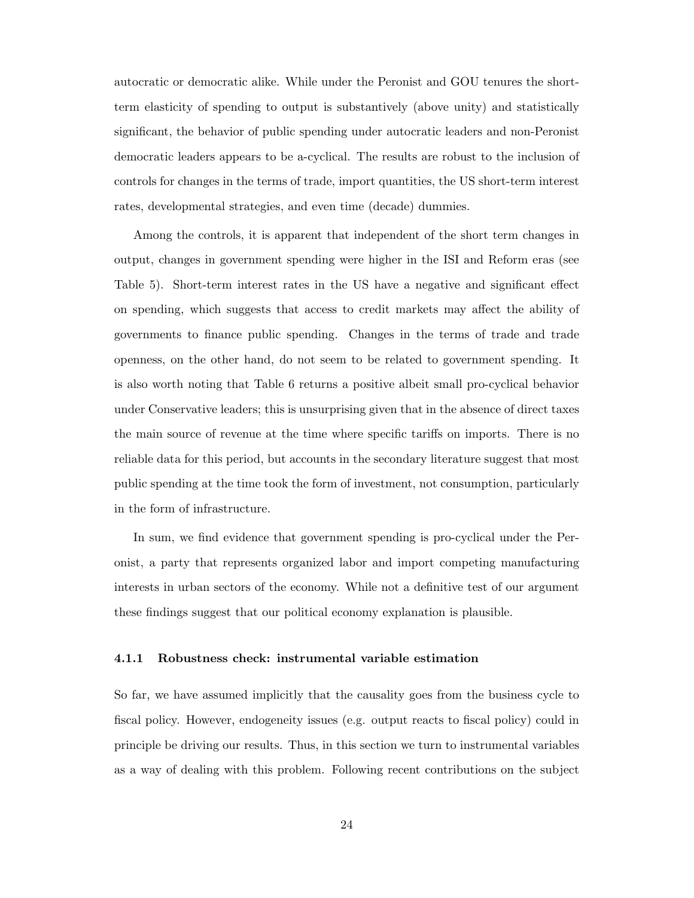autocratic or democratic alike. While under the Peronist and GOU tenures the short-term elasticity of spending to output is substantively (above unity) and statistically significant, the behavior of public spending under autocratic leaders and non-Peronist democratic leaders appears to be a-cyclical. The results are robust to the inclusion of controls for changes in the terms of trade, import quantities, the US short-term interest rates, developmental strategies, and even time (decade) dummies.

Among the controls, it is apparent that independent of the short term changes in output, changes in government spending were higher in the ISI and Reform eras (see Table 5). Short-term interest rates in the US have a negative and significant effect on spending, which suggests that access to credit markets may affect the ability of governments to finance public spending. Changes in the terms of trade and trade openness, on the other hand, do not seem to be related to government spending. It is also worth noting that Table 6 returns a positive albeit small pro-cyclical behavior under Conservative leaders; this is unsurprising given that in the absence of direct taxes the main source of revenue at the time where specific tariffs on imports. There is no reliable data for this period, but accounts in the secondary literature suggest that most public spending at the time took the form of investment, not consumption, particularly in the form of infrastructure.

In sum, we find evidence that government spending is pro-cyclical under the Peronist, a party that represents organized labor and import competing manufacturing interests in urban sectors of the economy. While not a definitive test of our argument these findings suggest that our political economy explanation is plausible.

#### 4.1.1 Robustness check: instrumental variable estimation

So far, we have assumed implicitly that the causality goes from the business cycle to fiscal policy. However, endogeneity issues (e.g. output reacts to fiscal policy) could in principle be driving our results. Thus, in this section we turn to instrumental variables as a way of dealing with this problem. Following recent contributions on the subject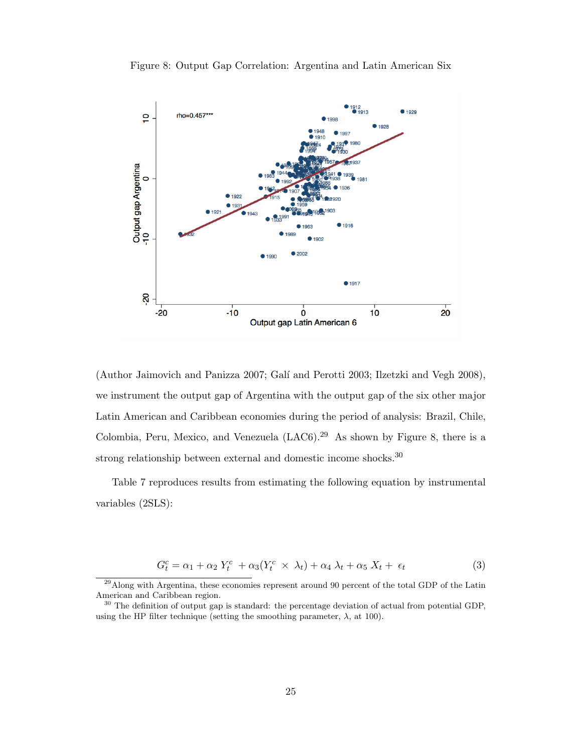Figure 8: Output Gap Correlation: Argentina and Latin American Six

(Author Jaimovich and Panizza 2007; Galí and Perotti 2003; Ilzetzki and Vegh 2008), we instrument the output gap of Argentina with the output gap of the six other major Latin American and Caribbean economies during the period of analysis: Brazil, Chile, Colombia, Peru, Mexico, and Venezuela (LAC6).[29] As shown by Figure 8, there is a strong relationship between external and domestic income shocks.[30]

Table 7 reproduces results from estimating the following equation by instrumental variables (2SLS):

$$G_t^c = \alpha_1 + \alpha_2 \, Y_t^c \; + \alpha_3 (Y_t^c \; \times \; \lambda_t) + \alpha_4 \, \lambda_t + \alpha_5 \, X_t + \; \epsilon_t \tag{3}$$

[29] Along with Argentina, these economies represent around 90 percent of the total GDP of the Latin American and Caribbean region.

[30] The definition of output gap is standard: the percentage deviation of actual from potential GDP, using the HP filter technique (setting the smoothing parameter, $\lambda$, at 100).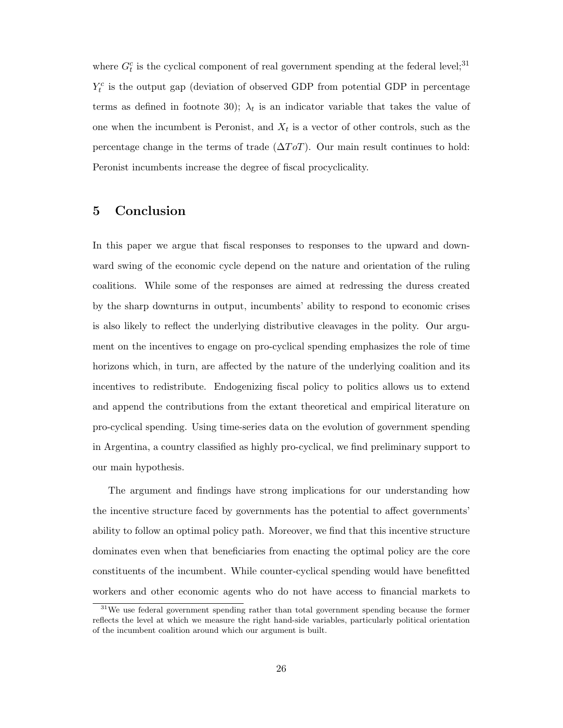where $G_t^c$ is the cyclical component of real government spending at the federal level;[31] $Y_t^c$ is the output gap (deviation of observed GDP from potential GDP in percentage terms as defined in footnote 30); $\lambda_t$ is an indicator variable that takes the value of one when the incumbent is Peronist, and $X_t$ is a vector of other controls, such as the percentage change in the terms of trade ($\Delta ToT$). Our main result continues to hold: Peronist incumbents increase the degree of fiscal procyclicality.

## 5 Conclusion

In this paper we argue that fiscal responses to responses to the upward and downward swing of the economic cycle depend on the nature and orientation of the ruling coalitions. While some of the responses are aimed at redressing the duress created by the sharp downturns in output, incumbents' ability to respond to economic crises is also likely to reflect the underlying distributive cleavages in the polity. Our argument on the incentives to engage on pro-cyclical spending emphasizes the role of time horizons which, in turn, are affected by the nature of the underlying coalition and its incentives to redistribute. Endogenizing fiscal policy to politics allows us to extend and append the contributions from the extant theoretical and empirical literature on pro-cyclical spending. Using time-series data on the evolution of government spending in Argentina, a country classified as highly pro-cyclical, we find preliminary support to our main hypothesis.

The argument and findings have strong implications for our understanding how the incentive structure faced by governments has the potential to affect governments' ability to follow an optimal policy path. Moreover, we find that this incentive structure dominates even when that beneficiaries from enacting the optimal policy are the core constituents of the incumbent. While counter-cyclical spending would have benefitted workers and other economic agents who do not have access to financial markets to

[31] We use federal government spending rather than total government spending because the former reflects the level at which we measure the right hand-side variables, particularly political orientation of the incumbent coalition around which our argument is built.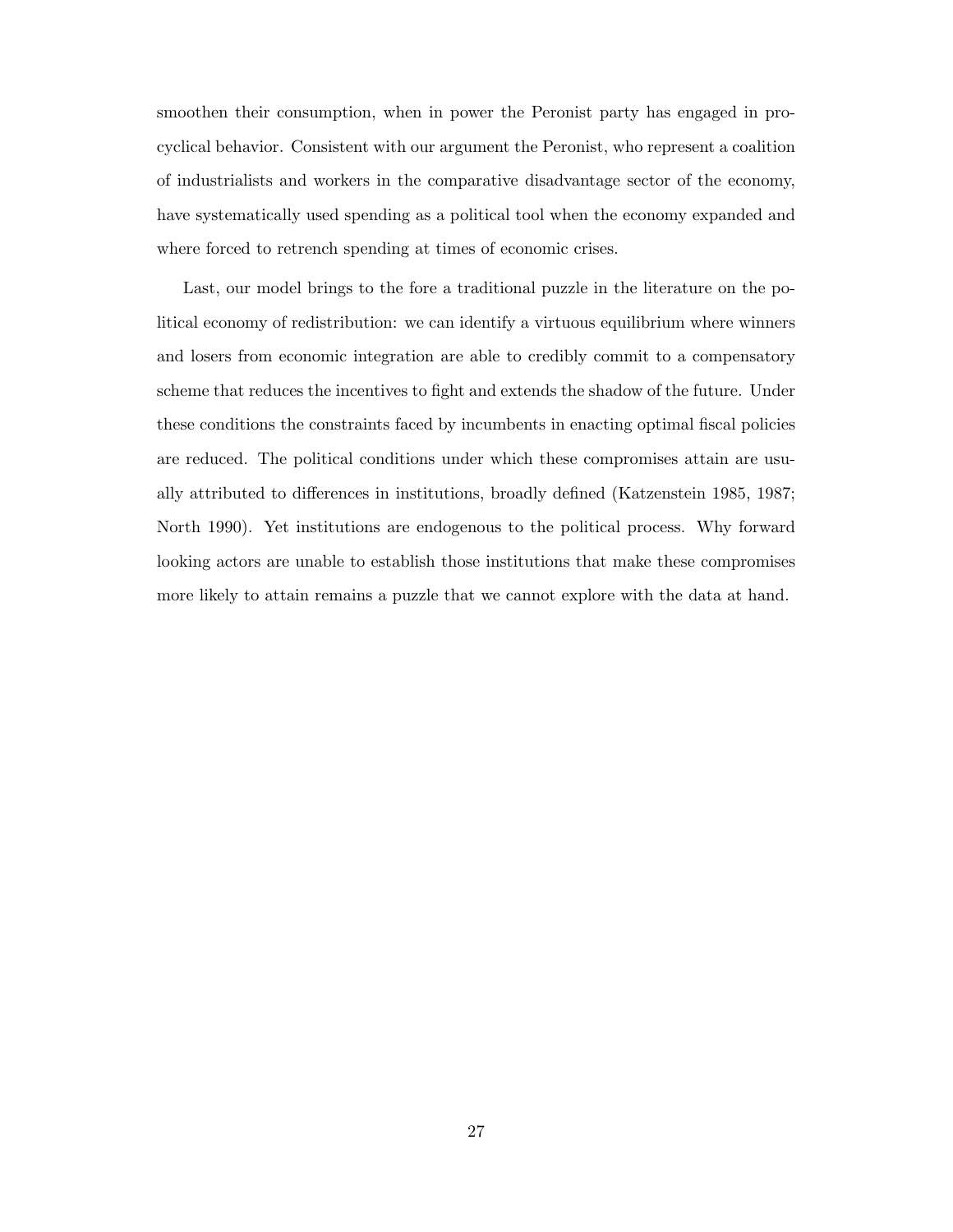smoothen their consumption, when in power the Peronist party has engaged in procyclical behavior. Consistent with our argument the Peronist, who represent a coalition of industrialists and workers in the comparative disadvantage sector of the economy, have systematically used spending as a political tool when the economy expanded and where forced to retrench spending at times of economic crises.

Last, our model brings to the fore a traditional puzzle in the literature on the political economy of redistribution: we can identify a virtuous equilibrium where winners and losers from economic integration are able to credibly commit to a compensatory scheme that reduces the incentives to fight and extends the shadow of the future. Under these conditions the constraints faced by incumbents in enacting optimal fiscal policies are reduced. The political conditions under which these compromises attain are usually attributed to differences in institutions, broadly defined (Katzenstein 1985, 1987; North 1990). Yet institutions are endogenous to the political process. Why forward looking actors are unable to establish those institutions that make these compromises more likely to attain remains a puzzle that we cannot explore with the data at hand.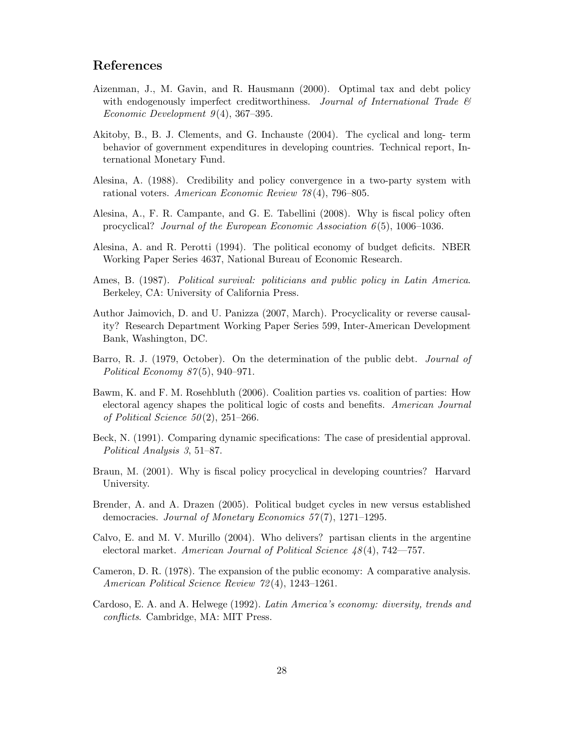## References

Aizenman, J., M. Gavin, and R. Hausmann (2000). Optimal tax and debt policy with endogenously imperfect creditworthiness. *Journal of International Trade & Economic Development 9*(4), 367–395.

Akitoby, B., B. J. Clements, and G. Inchauste (2004). The cyclical and long- term behavior of government expenditures in developing countries. Technical report, International Monetary Fund.

Alesina, A. (1988). Credibility and policy convergence in a two-party system with rational voters. *American Economic Review 78*(4), 796–805.

Alesina, A., F. R. Campante, and G. E. Tabellini (2008). Why is fiscal policy often procyclical? *Journal of the European Economic Association 6*(5), 1006–1036.

Alesina, A. and R. Perotti (1994). The political economy of budget deficits. NBER Working Paper Series 4637, National Bureau of Economic Research.

Ames, B. (1987). *Political survival: politicians and public policy in Latin America*. Berkeley, CA: University of California Press.

Author Jaimovich, D. and U. Panizza (2007, March). Procyclicality or reverse causality? Research Department Working Paper Series 599, Inter-American Development Bank, Washington, DC.

Barro, R. J. (1979, October). On the determination of the public debt. *Journal of Political Economy 87*(5), 940–971.

Bawm, K. and F. M. Rosehbluth (2006). Coalition parties vs. coalition of parties: How electoral agency shapes the political logic of costs and benefits. *American Journal of Political Science 50*(2), 251–266.

Beck, N. (1991). Comparing dynamic specifications: The case of presidential approval. *Political Analysis 3*, 51–87.

Braun, M. (2001). Why is fiscal policy procyclical in developing countries? Harvard University.

Brender, A. and A. Drazen (2005). Political budget cycles in new versus established democracies. *Journal of Monetary Economics 57*(7), 1271–1295.

Calvo, E. and M. V. Murillo (2004). Who delivers? partisan clients in the argentine electoral market. *American Journal of Political Science 48*(4), 742—757.

Cameron, D. R. (1978). The expansion of the public economy: A comparative analysis. *American Political Science Review 72*(4), 1243–1261.

Cardoso, E. A. and A. Helwege (1992). *Latin America's economy: diversity, trends and conflicts*. Cambridge, MA: MIT Press.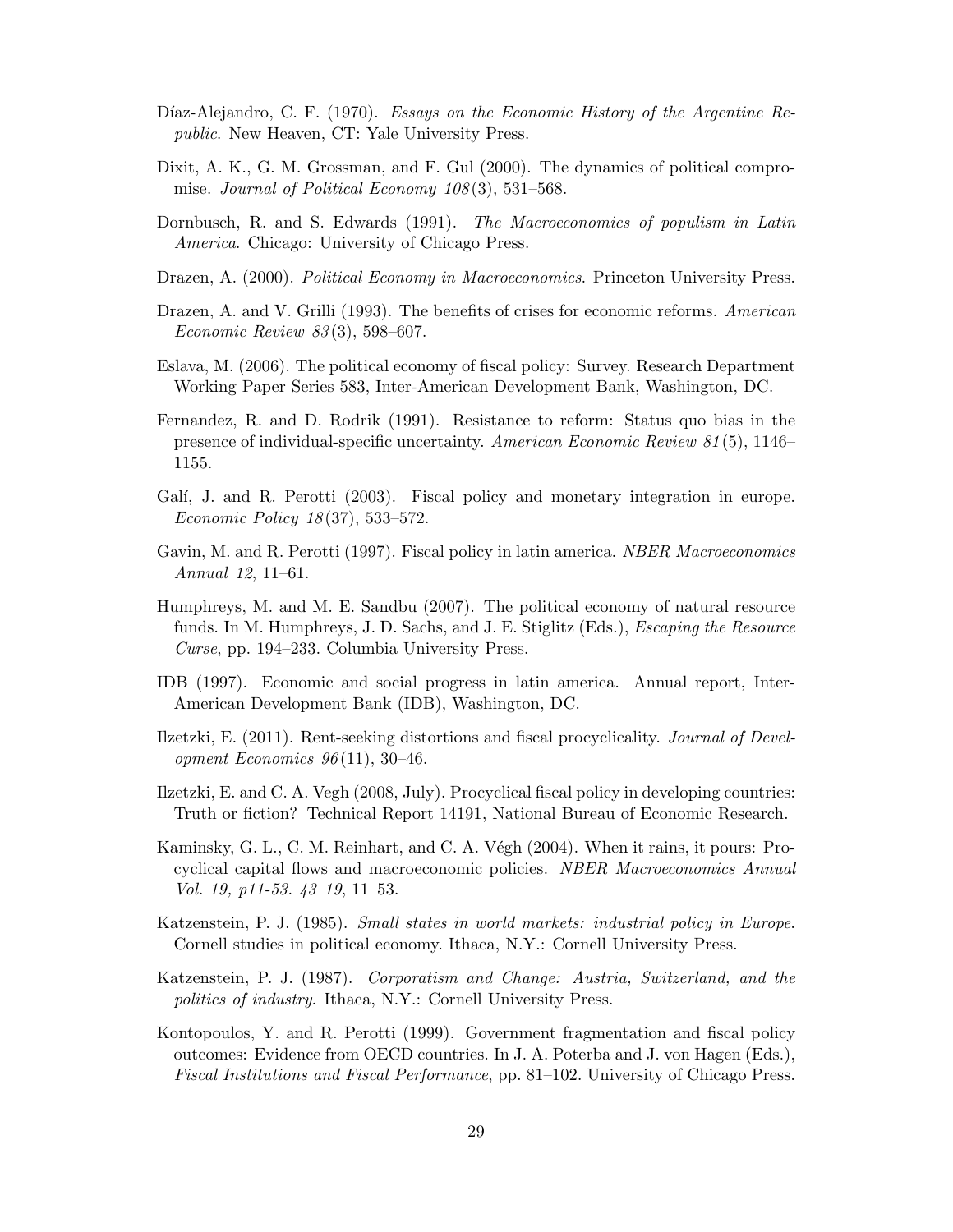Díaz-Alejandro, C. F. (1970). *Essays on the Economic History of the Argentine Republic*. New Heaven, CT: Yale University Press.

Dixit, A. K., G. M. Grossman, and F. Gul (2000). The dynamics of political compromise. *Journal of Political Economy 108*(3), 531–568.

Dornbusch, R. and S. Edwards (1991). *The Macroeconomics of populism in Latin America*. Chicago: University of Chicago Press.

Drazen, A. (2000). *Political Economy in Macroeconomics*. Princeton University Press.

Drazen, A. and V. Grilli (1993). The benefits of crises for economic reforms. *American Economic Review 83*(3), 598–607.

Eslava, M. (2006). The political economy of fiscal policy: Survey. Research Department Working Paper Series 583, Inter-American Development Bank, Washington, DC.

Fernandez, R. and D. Rodrik (1991). Resistance to reform: Status quo bias in the presence of individual-specific uncertainty. *American Economic Review 81*(5), 1146–1155.

Galí, J. and R. Perotti (2003). Fiscal policy and monetary integration in europe. *Economic Policy 18*(37), 533–572.

Gavin, M. and R. Perotti (1997). Fiscal policy in latin america. *NBER Macroeconomics Annual 12*, 11–61.

Humphreys, M. and M. E. Sandbu (2007). The political economy of natural resource funds. In M. Humphreys, J. D. Sachs, and J. E. Stiglitz (Eds.), *Escaping the Resource Curse*, pp. 194–233. Columbia University Press.

IDB (1997). Economic and social progress in latin america. Annual report, Inter-American Development Bank (IDB), Washington, DC.

Ilzetzki, E. (2011). Rent-seeking distortions and fiscal procyclicality. *Journal of Development Economics 96*(11), 30–46.

Ilzetzki, E. and C. A. Vegh (2008, July). Procyclical fiscal policy in developing countries: Truth or fiction? Technical Report 14191, National Bureau of Economic Research.

Kaminsky, G. L., C. M. Reinhart, and C. A. Végh (2004). When it rains, it pours: Procyclical capital flows and macroeconomic policies. *NBER Macroeconomics Annual Vol. 19, p11-53. 43 19*, 11–53.

Katzenstein, P. J. (1985). *Small states in world markets: industrial policy in Europe*. Cornell studies in political economy. Ithaca, N.Y.: Cornell University Press.

Katzenstein, P. J. (1987). *Corporatism and Change: Austria, Switzerland, and the politics of industry*. Ithaca, N.Y.: Cornell University Press.

Kontopoulos, Y. and R. Perotti (1999). Government fragmentation and fiscal policy outcomes: Evidence from OECD countries. In J. A. Poterba and J. von Hagen (Eds.), *Fiscal Institutions and Fiscal Performance*, pp. 81–102. University of Chicago Press.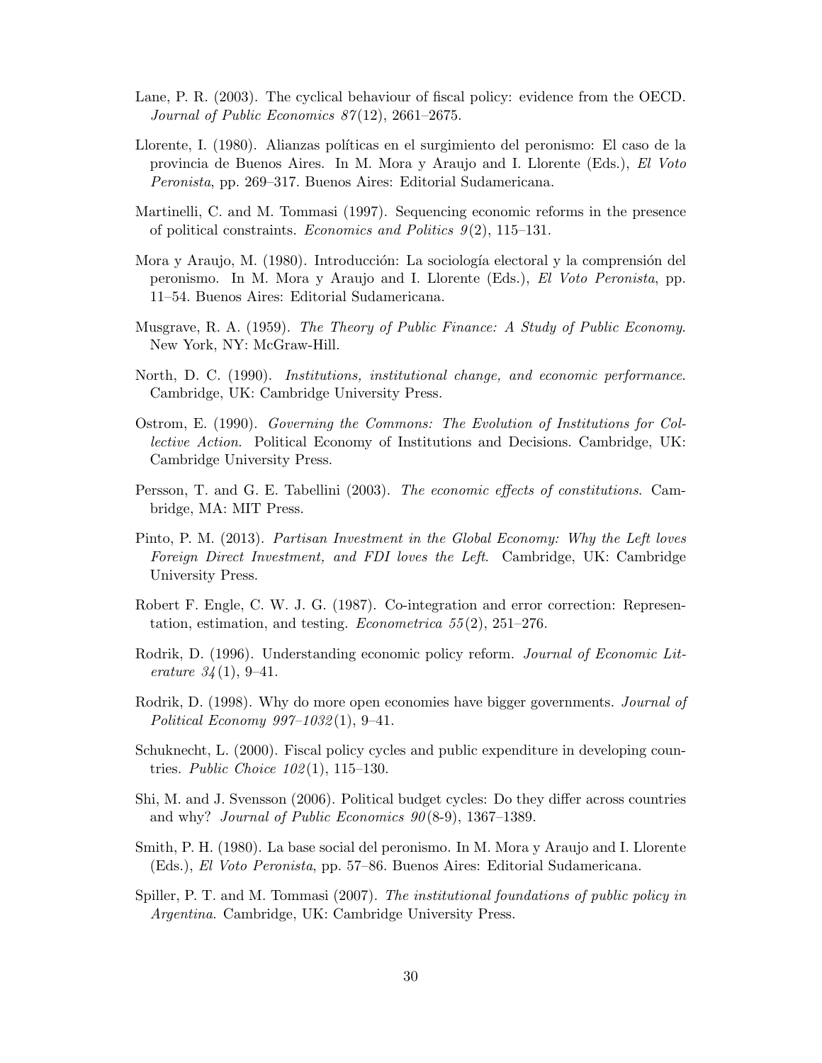Lane, P. R. (2003). The cyclical behaviour of fiscal policy: evidence from the OECD. *Journal of Public Economics 87*(12), 2661–2675.

Llorente, I. (1980). Alianzas políticas en el surgimiento del peronismo: El caso de la provincia de Buenos Aires. In M. Mora y Araujo and I. Llorente (Eds.), *El Voto Peronista*, pp. 269–317. Buenos Aires: Editorial Sudamericana.

Martinelli, C. and M. Tommasi (1997). Sequencing economic reforms in the presence of political constraints. *Economics and Politics 9*(2), 115–131.

Mora y Araujo, M. (1980). Introducción: La sociología electoral y la comprensión del peronismo. In M. Mora y Araujo and I. Llorente (Eds.), *El Voto Peronista*, pp. 11–54. Buenos Aires: Editorial Sudamericana.

Musgrave, R. A. (1959). *The Theory of Public Finance: A Study of Public Economy*. New York, NY: McGraw-Hill.

North, D. C. (1990). *Institutions, institutional change, and economic performance*. Cambridge, UK: Cambridge University Press.

Ostrom, E. (1990). *Governing the Commons: The Evolution of Institutions for Collective Action*. Political Economy of Institutions and Decisions. Cambridge, UK: Cambridge University Press.

Persson, T. and G. E. Tabellini (2003). *The economic effects of constitutions*. Cambridge, MA: MIT Press.

Pinto, P. M. (2013). *Partisan Investment in the Global Economy: Why the Left loves Foreign Direct Investment, and FDI loves the Left*. Cambridge, UK: Cambridge University Press.

Robert F. Engle, C. W. J. G. (1987). Co-integration and error correction: Representation, estimation, and testing. *Econometrica 55*(2), 251–276.

Rodrik, D. (1996). Understanding economic policy reform. *Journal of Economic Literature 34*(1), 9–41.

Rodrik, D. (1998). Why do more open economies have bigger governments. *Journal of Political Economy 997–1032*(1), 9–41.

Schuknecht, L. (2000). Fiscal policy cycles and public expenditure in developing countries. *Public Choice 102*(1), 115–130.

Shi, M. and J. Svensson (2006). Political budget cycles: Do they differ across countries and why? *Journal of Public Economics 90*(8-9), 1367–1389.

Smith, P. H. (1980). La base social del peronismo. In M. Mora y Araujo and I. Llorente (Eds.), *El Voto Peronista*, pp. 57–86. Buenos Aires: Editorial Sudamericana.

Spiller, P. T. and M. Tommasi (2007). *The institutional foundations of public policy in Argentina*. Cambridge, UK: Cambridge University Press.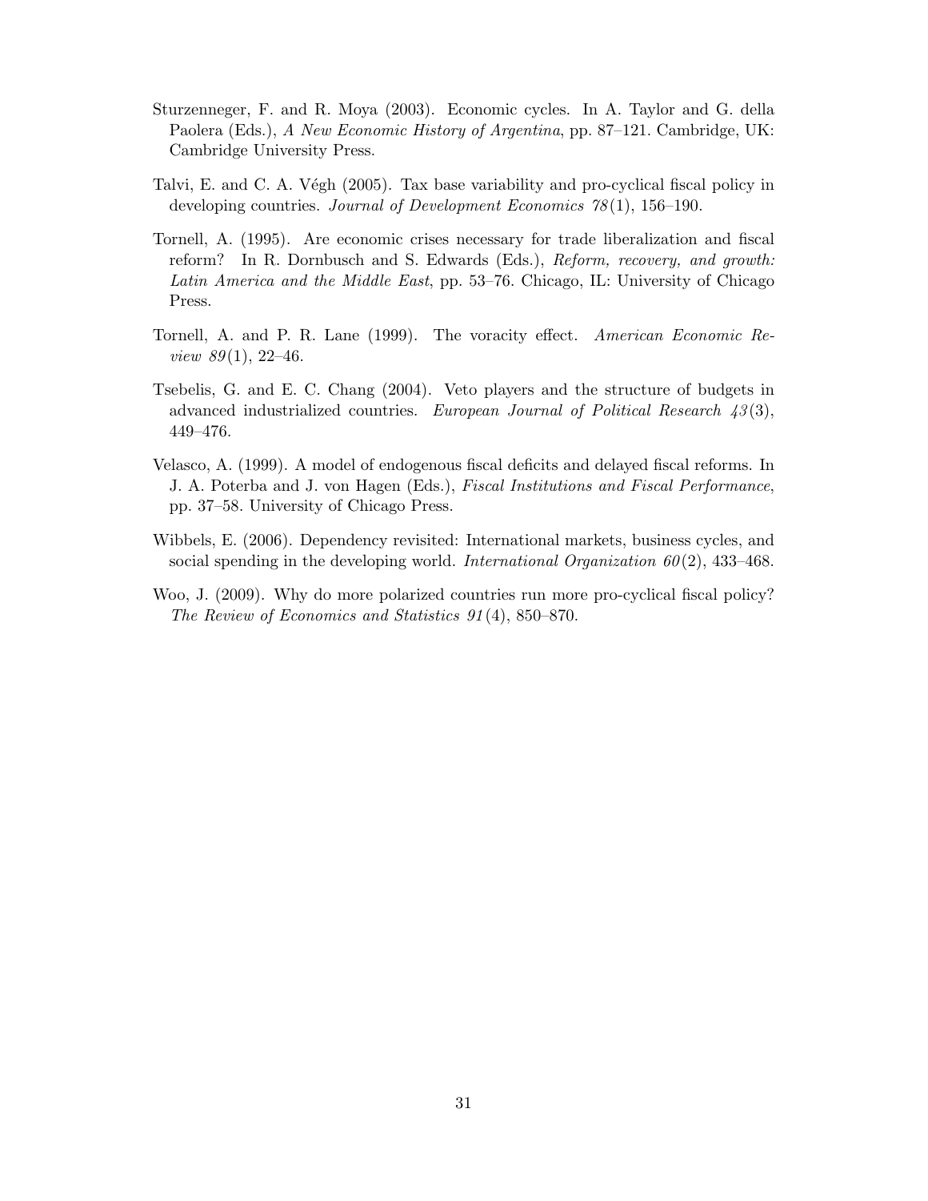Sturzenneger, F. and R. Moya (2003). Economic cycles. In A. Taylor and G. della Paolera (Eds.), *A New Economic History of Argentina*, pp. 87–121. Cambridge, UK: Cambridge University Press.

Talvi, E. and C. A. Végh (2005). Tax base variability and pro-cyclical fiscal policy in developing countries. *Journal of Development Economics 78*(1), 156–190.

Tornell, A. (1995). Are economic crises necessary for trade liberalization and fiscal reform? In R. Dornbusch and S. Edwards (Eds.), *Reform, recovery, and growth: Latin America and the Middle East*, pp. 53–76. Chicago, IL: University of Chicago Press.

Tornell, A. and P. R. Lane (1999). The voracity effect. *American Economic Review 89*(1), 22–46.

Tsebelis, G. and E. C. Chang (2004). Veto players and the structure of budgets in advanced industrialized countries. *European Journal of Political Research 43*(3), 449–476.

Velasco, A. (1999). A model of endogenous fiscal deficits and delayed fiscal reforms. In J. A. Poterba and J. von Hagen (Eds.), *Fiscal Institutions and Fiscal Performance*, pp. 37–58. University of Chicago Press.

Wibbels, E. (2006). Dependency revisited: International markets, business cycles, and social spending in the developing world. *International Organization 60*(2), 433–468.

Woo, J. (2009). Why do more polarized countries run more pro-cyclical fiscal policy? *The Review of Economics and Statistics 91*(4), 850–870.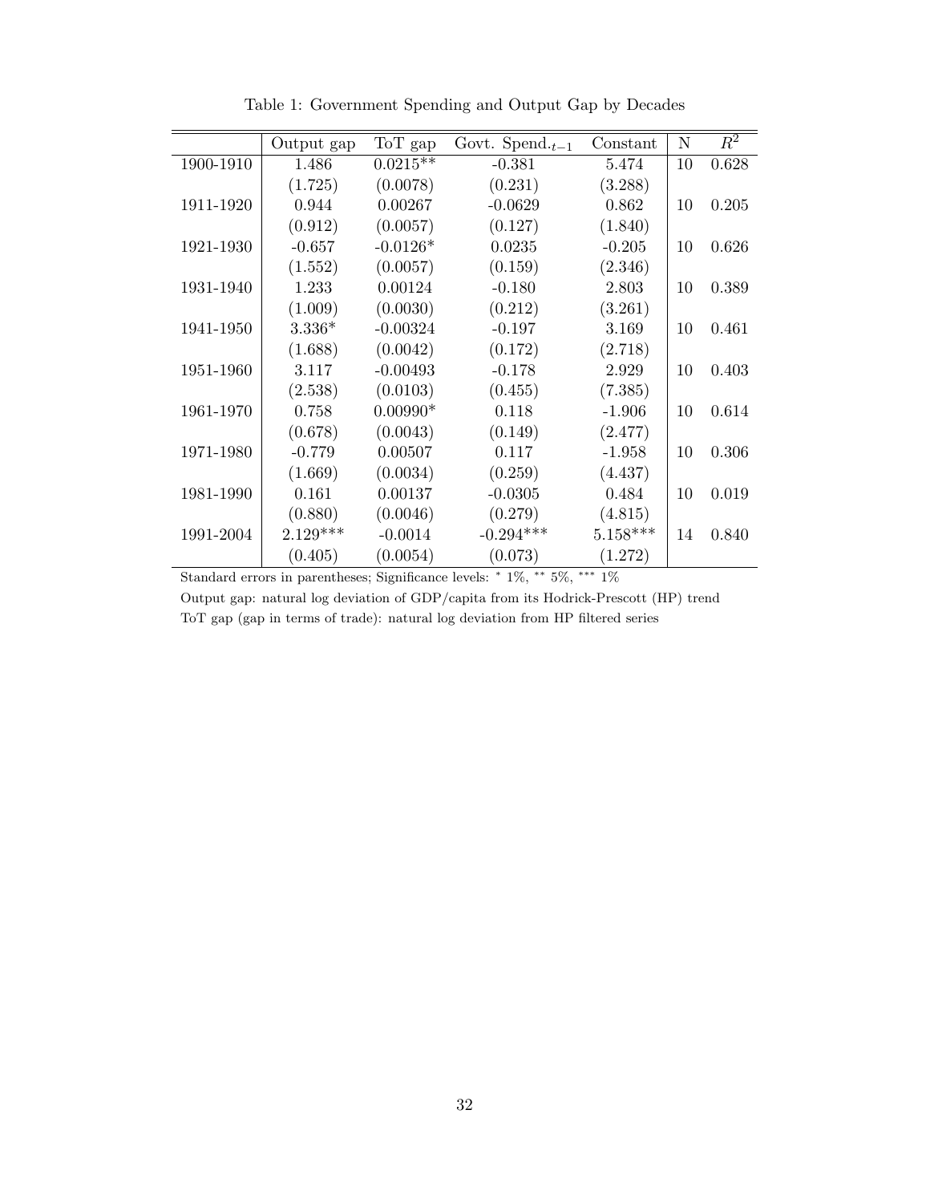Table 1: Government Spending and Output Gap by Decades

| | Output gap | ToT gap | Govt. Spend.$_{t-1}$ | Constant | N | $R^2$ |
|---|---|---|---|---|---|---|
| 1900-1910 | 1.486 | 0.0215** | -0.381 | 5.474 | 10 | 0.628 |
| | (1.725) | (0.0078) | (0.231) | (3.288) | | |
| 1911-1920 | 0.944 | 0.00267 | -0.0629 | 0.862 | 10 | 0.205 |
| | (0.912) | (0.0057) | (0.127) | (1.840) | | |
| 1921-1930 | -0.657 | -0.0126* | 0.0235 | -0.205 | 10 | 0.626 |
| | (1.552) | (0.0057) | (0.159) | (2.346) | | |
| 1931-1940 | 1.233 | 0.00124 | -0.180 | 2.803 | 10 | 0.389 |
| | (1.009) | (0.0030) | (0.212) | (3.261) | | |
| 1941-1950 | 3.336* | -0.00324 | -0.197 | 3.169 | 10 | 0.461 |
| | (1.688) | (0.0042) | (0.172) | (2.718) | | |
| 1951-1960 | 3.117 | -0.00493 | -0.178 | 2.929 | 10 | 0.403 |
| | (2.538) | (0.0103) | (0.455) | (7.385) | | |
| 1961-1970 | 0.758 | 0.00990* | 0.118 | -1.906 | 10 | 0.614 |
| | (0.678) | (0.0043) | (0.149) | (2.477) | | |
| 1971-1980 | -0.779 | 0.00507 | 0.117 | -1.958 | 10 | 0.306 |
| | (1.669) | (0.0034) | (0.259) | (4.437) | | |
| 1981-1990 | 0.161 | 0.00137 | -0.0305 | 0.484 | 10 | 0.019 |
| | (0.880) | (0.0046) | (0.279) | (4.815) | | |
| 1991-2004 | 2.129*** | -0.0014 | -0.294*** | 5.158*** | 14 | 0.840 |
| | (0.405) | (0.0054) | (0.073) | (1.272) | | |

Standard errors in parentheses; Significance levels: * 1%, ** 5%, *** 1%

Output gap: natural log deviation of GDP/capita from its Hodrick-Prescott (HP) trend

ToT gap (gap in terms of trade): natural log deviation from HP filtered series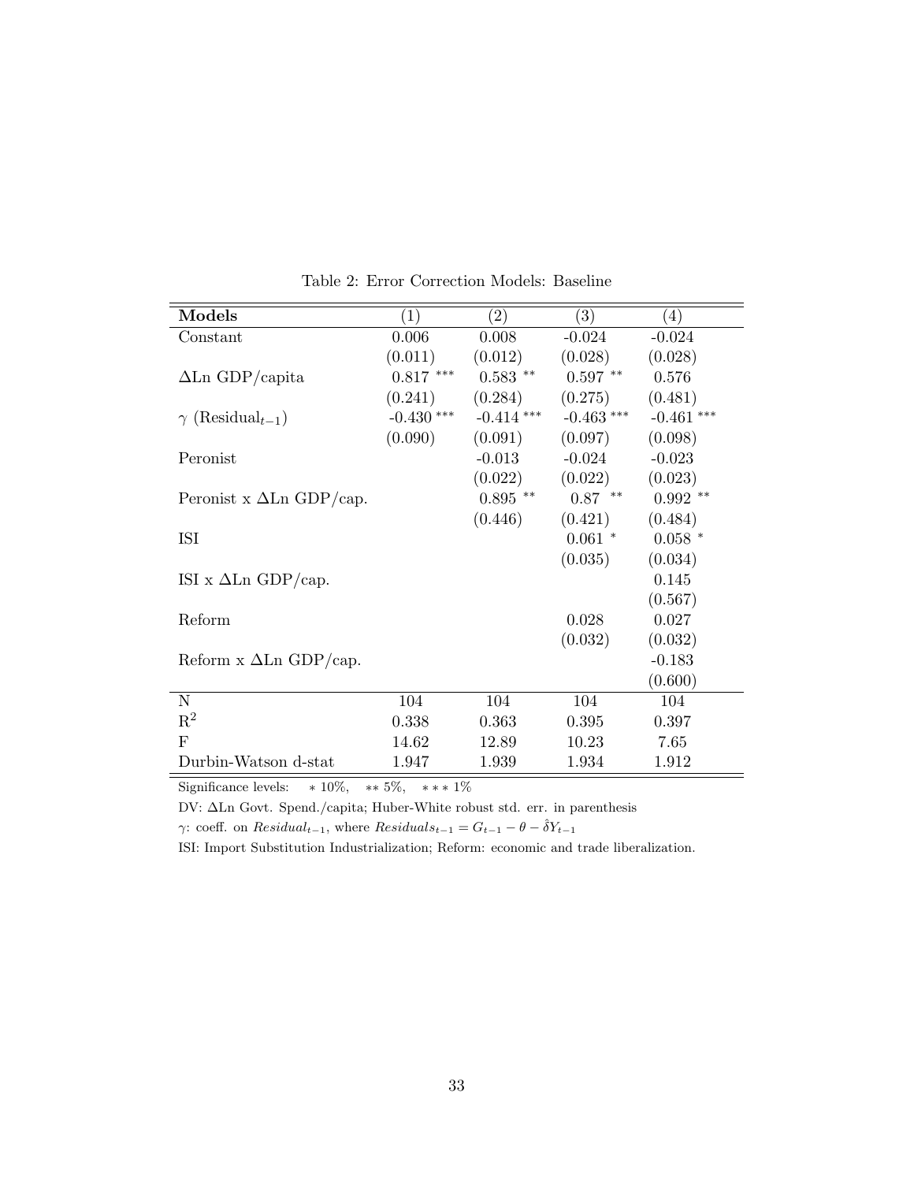Table 2: Error Correction Models: Baseline

| **Models** | (1) | (2) | (3) | (4) |
|---|---|---|---|---|
| Constant | 0.006 | 0.008 | -0.024 | -0.024 |
| | (0.011) | (0.012) | (0.028) | (0.028) |
| $\Delta$Ln GDP/capita | 0.817 *** | 0.583 ** | 0.597 ** | 0.576 |
| | (0.241) | (0.284) | (0.275) | (0.481) |
| $\gamma$ (Residual$_{t-1}$) | -0.430 *** | -0.414 *** | -0.463 *** | -0.461 *** |
| | (0.090) | (0.091) | (0.097) | (0.098) |
| Peronist | | -0.013 | -0.024 | -0.023 |
| | | (0.022) | (0.022) | (0.023) |
| Peronist x $\Delta$Ln GDP/cap. | | 0.895 ** | 0.87 ** | 0.992 ** |
| | | (0.446) | (0.421) | (0.484) |
| ISI | | | 0.061 * | 0.058 * |
| | | | (0.035) | (0.034) |
| ISI x $\Delta$Ln GDP/cap. | | | | 0.145 |
| | | | | (0.567) |
| Reform | | | 0.028 | 0.027 |
| | | | (0.032) | (0.032) |
| Reform x $\Delta$Ln GDP/cap. | | | | -0.183 |
| | | | | (0.600) |
| N | 104 | 104 | 104 | 104 |
| $R^2$ | 0.338 | 0.363 | 0.395 | 0.397 |
| F | 14.62 | 12.89 | 10.23 | 7.65 |
| Durbin-Watson d-stat | 1.947 | 1.939 | 1.934 | 1.912 |

Significance levels: * 10%, ** 5%, *** 1%

DV: $\Delta$Ln Govt. Spend./capita; Huber-White robust std. err. in parenthesis

$\gamma$: coeff. on $Residual_{t-1}$, where $Residuals_{t-1} = G_{t-1} - \theta - \hat{\delta}Y_{t-1}$

ISI: Import Substitution Industrialization; Reform: economic and trade liberalization.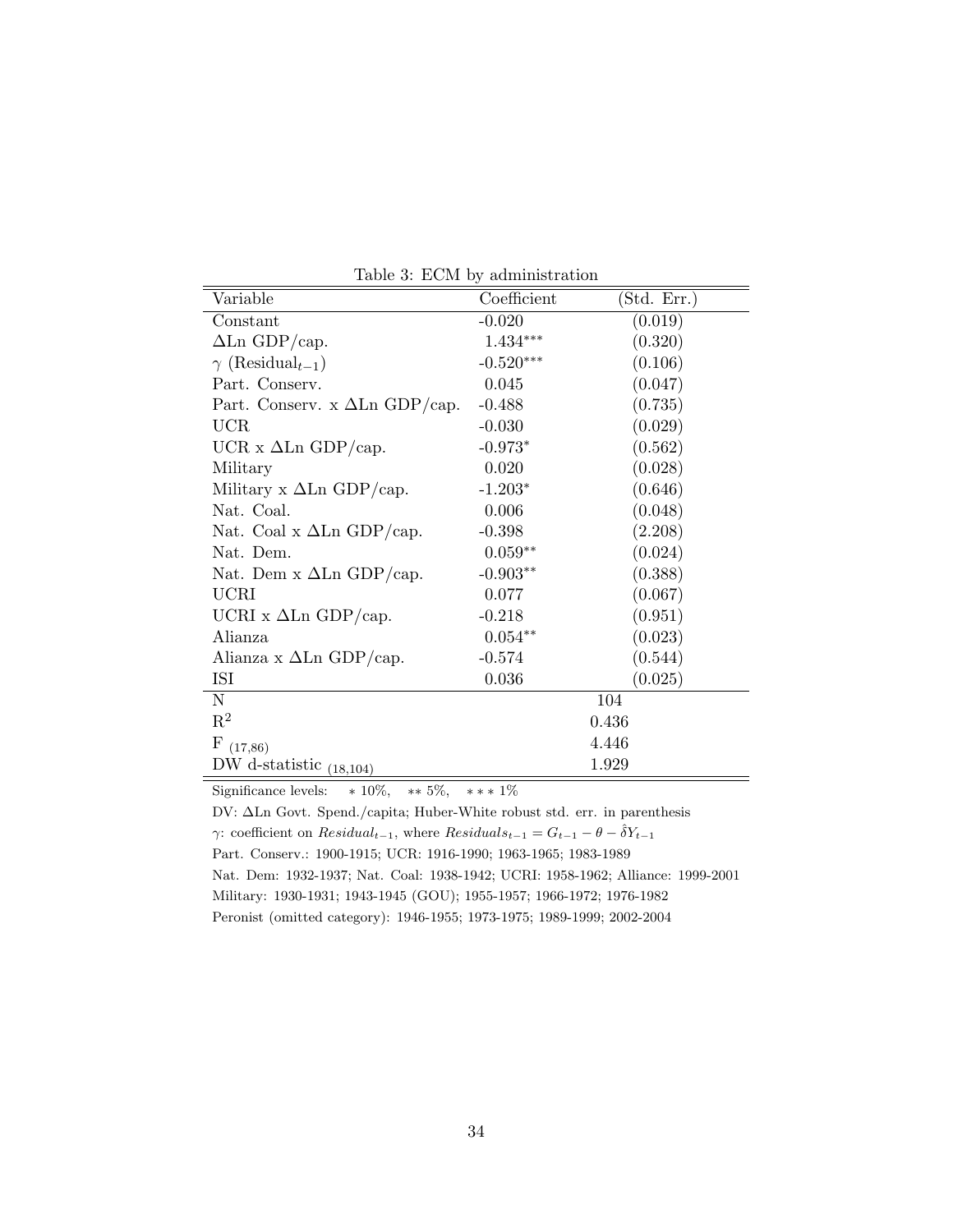Table 3: ECM by administration

| Variable | Coefficient | (Std. Err.) |
|---|---|---|
| Constant | -0.020 | (0.019) |
| $\Delta$Ln GDP/cap. | 1.434*** | (0.320) |
| $\gamma$ (Residual$_{t-1}$) | -0.520*** | (0.106) |
| Part. Conserv. | 0.045 | (0.047) |
| Part. Conserv. x $\Delta$Ln GDP/cap. | -0.488 | (0.735) |
| UCR | -0.030 | (0.029) |
| UCR x $\Delta$Ln GDP/cap. | -0.973* | (0.562) |
| Military | 0.020 | (0.028) |
| Military x $\Delta$Ln GDP/cap. | -1.203* | (0.646) |
| Nat. Coal. | 0.006 | (0.048) |
| Nat. Coal x $\Delta$Ln GDP/cap. | -0.398 | (2.208) |
| Nat. Dem. | 0.059** | (0.024) |
| Nat. Dem x $\Delta$Ln GDP/cap. | -0.903** | (0.388) |
| UCRI | 0.077 | (0.067) |
| UCRI x $\Delta$Ln GDP/cap. | -0.218 | (0.951) |
| Alianza | 0.054** | (0.023) |
| Alianza x $\Delta$Ln GDP/cap. | -0.574 | (0.544) |
| ISI | 0.036 | (0.025) |
| N | 104 | |
| $R^2$ | 0.436 | |
| $F_{(17,86)}$ | 4.446 | |
| DW d-statistic $_{(18,104)}$ | 1.929 | |

Significance levels: * 10%, ** 5%, *** 1%

DV: $\Delta$Ln Govt. Spend./capita; Huber-White robust std. err. in parenthesis

$\gamma$: coefficient on $Residual_{t-1}$, where $Residuals_{t-1} = G_{t-1} - \theta - \hat{\delta}Y_{t-1}$

Part. Conserv.: 1900-1915; UCR: 1916-1990; 1963-1965; 1983-1989

Nat. Dem: 1932-1937; Nat. Coal: 1938-1942; UCRI: 1958-1962; Alliance: 1999-2001

Military: 1930-1931; 1943-1945 (GOU); 1955-1957; 1966-1972; 1976-1982

Peronist (omitted category): 1946-1955; 1973-1975; 1989-1999; 2002-2004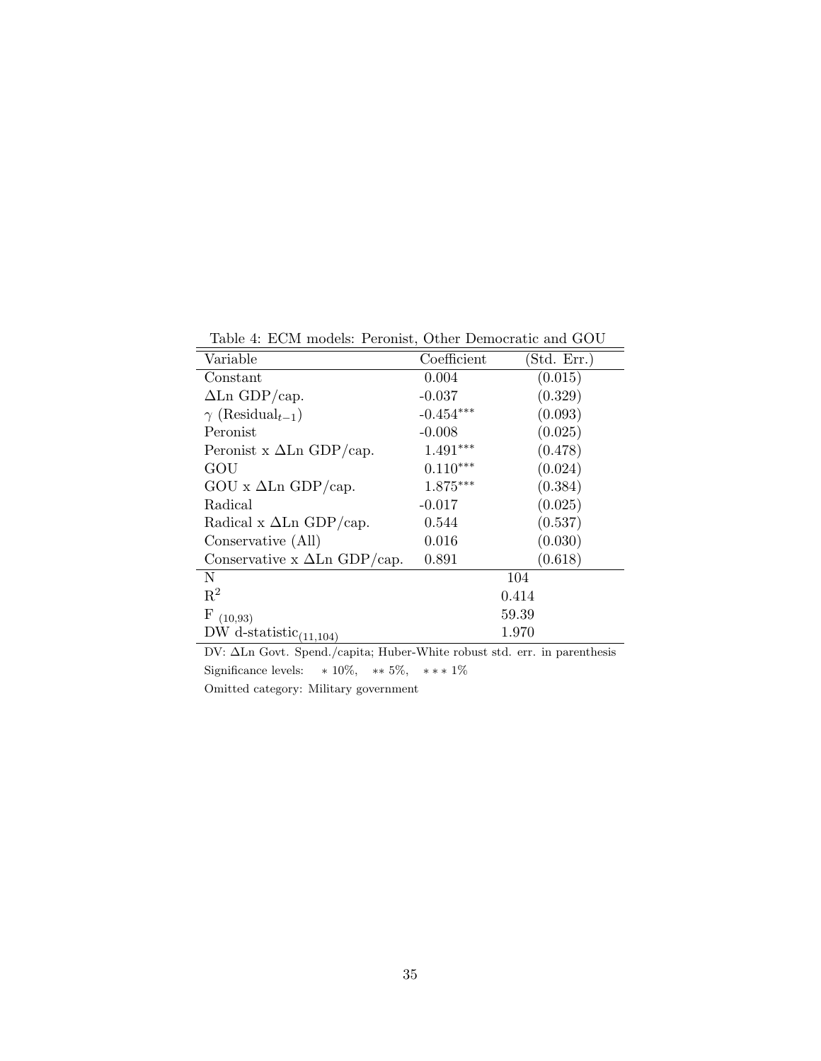Table 4: ECM models: Peronist, Other Democratic and GOU

| Variable | Coefficient | (Std. Err.) |
|---|---|---|
| Constant | 0.004 | (0.015) |
| $\Delta$Ln GDP/cap. | -0.037 | (0.329) |
| $\gamma$ (Residual$_{t-1}$) | -0.454*** | (0.093) |
| Peronist | -0.008 | (0.025) |
| Peronist x $\Delta$Ln GDP/cap. | 1.491*** | (0.478) |
| GOU | 0.110*** | (0.024) |
| GOU x $\Delta$Ln GDP/cap. | 1.875*** | (0.384) |
| Radical | -0.017 | (0.025) |
| Radical x $\Delta$Ln GDP/cap. | 0.544 | (0.537) |
| Conservative (All) | 0.016 | (0.030) |
| Conservative x $\Delta$Ln GDP/cap. | 0.891 | (0.618) |
| N | 104 | |
| $R^2$ | 0.414 | |
| $F_{(10,93)}$ | 59.39 | |
| DW d-statistic$_{(11,104)}$ | 1.970 | |

DV: $\Delta$Ln Govt. Spend./capita; Huber-White robust std. err. in parenthesis

Significance levels: * 10%, ** 5%, *** 1%

Omitted category: Military government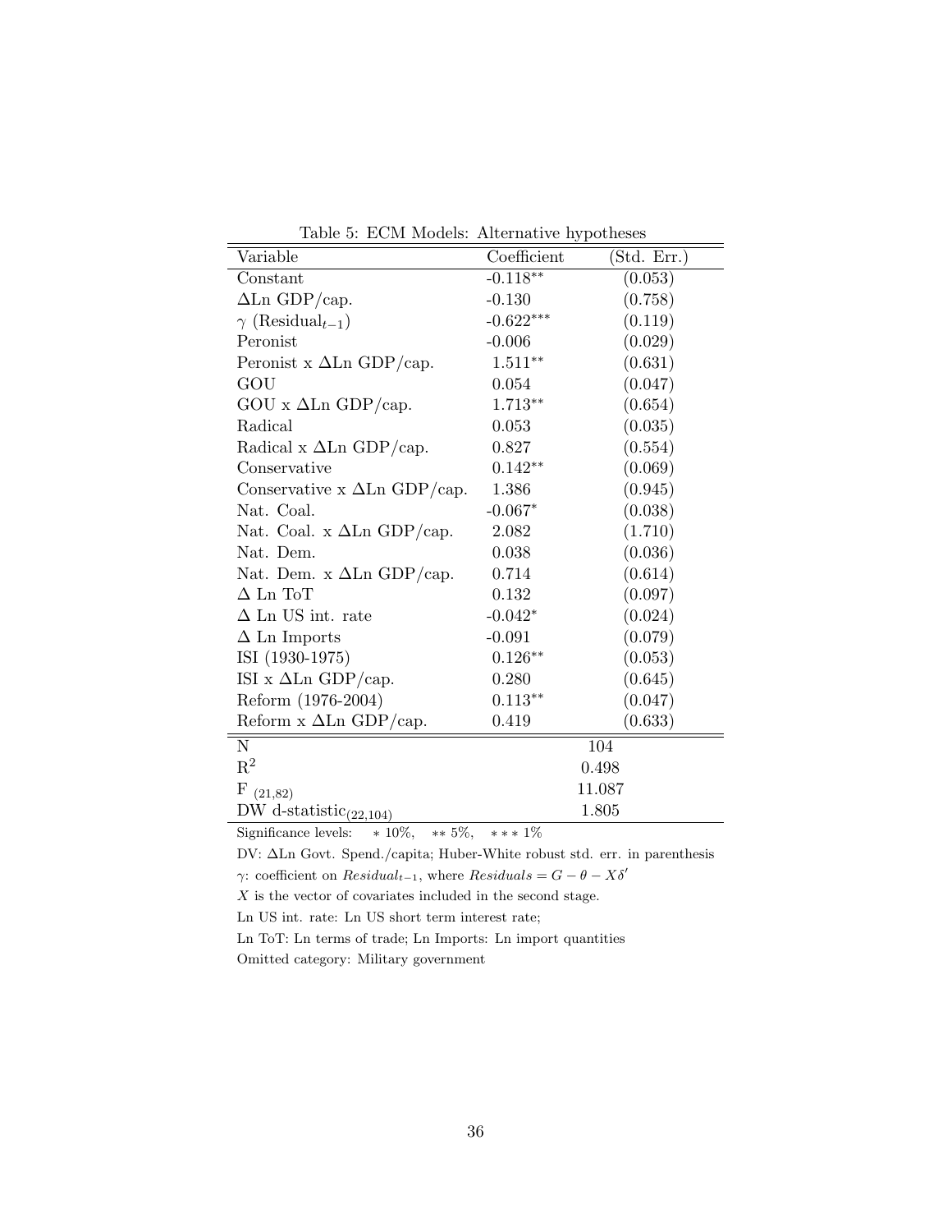Table 5: ECM Models: Alternative hypotheses

| Variable | Coefficient | (Std. Err.) |
|---|---|---|
| Constant | -0.118** | (0.053) |
| $\Delta$Ln GDP/cap. | -0.130 | (0.758) |
| $\gamma$ (Residual$_{t-1}$) | -0.622*** | (0.119) |
| Peronist | -0.006 | (0.029) |
| Peronist x $\Delta$Ln GDP/cap. | 1.511** | (0.631) |
| GOU | 0.054 | (0.047) |
| GOU x $\Delta$Ln GDP/cap. | 1.713** | (0.654) |
| Radical | 0.053 | (0.035) |
| Radical x $\Delta$Ln GDP/cap. | 0.827 | (0.554) |
| Conservative | 0.142** | (0.069) |
| Conservative x $\Delta$Ln GDP/cap. | 1.386 | (0.945) |
| Nat. Coal. | -0.067* | (0.038) |
| Nat. Coal. x $\Delta$Ln GDP/cap. | 2.082 | (1.710) |
| Nat. Dem. | 0.038 | (0.036) |
| Nat. Dem. x $\Delta$Ln GDP/cap. | 0.714 | (0.614) |
| $\Delta$ Ln ToT | 0.132 | (0.097) |
| $\Delta$ Ln US int. rate | -0.042* | (0.024) |
| $\Delta$ Ln Imports | -0.091 | (0.079) |
| ISI (1930-1975) | 0.126** | (0.053) |
| ISI x $\Delta$Ln GDP/cap. | 0.280 | (0.645) |
| Reform (1976-2004) | 0.113** | (0.047) |
| Reform x $\Delta$Ln GDP/cap. | 0.419 | (0.633) |
| N | 104 | |
| $R^2$ | 0.498 | |
| $F_{(21,82)}$ | 11.087 | |
| DW d-statistic$_{(22,104)}$ | 1.805 | |

Significance levels: * 10%, ** 5%, *** 1%

DV: $\Delta$Ln Govt. Spend./capita; Huber-White robust std. err. in parenthesis

$\gamma$: coefficient on $Residual_{t-1}$, where $Residuals = G - \theta - X\delta'$

$X$ is the vector of covariates included in the second stage.

Ln US int. rate: Ln US short term interest rate;

Ln ToT: Ln terms of trade; Ln Imports: Ln import quantities

Omitted category: Military government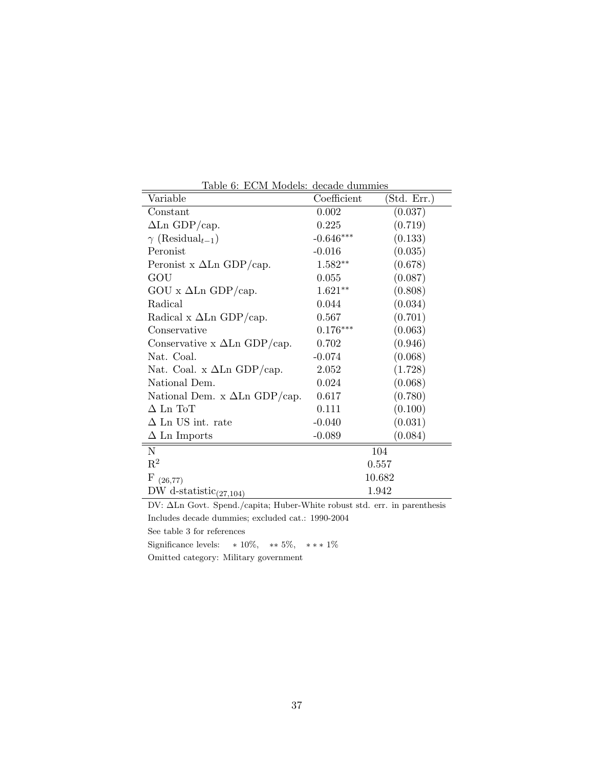Table 6: ECM Models: decade dummies

| Variable | Coefficient | (Std. Err.) |
|---|---|---|
| Constant | 0.002 | (0.037) |
| $\Delta$Ln GDP/cap. | 0.225 | (0.719) |
| $\gamma$ (Residual$_{t-1}$) | -0.646*** | (0.133) |
| Peronist | -0.016 | (0.035) |
| Peronist x $\Delta$Ln GDP/cap. | 1.582** | (0.678) |
| GOU | 0.055 | (0.087) |
| GOU x $\Delta$Ln GDP/cap. | 1.621** | (0.808) |
| Radical | 0.044 | (0.034) |
| Radical x $\Delta$Ln GDP/cap. | 0.567 | (0.701) |
| Conservative | 0.176*** | (0.063) |
| Conservative x $\Delta$Ln GDP/cap. | 0.702 | (0.946) |
| Nat. Coal. | -0.074 | (0.068) |
| Nat. Coal. x $\Delta$Ln GDP/cap. | 2.052 | (1.728) |
| National Dem. | 0.024 | (0.068) |
| National Dem. x $\Delta$Ln GDP/cap. | 0.617 | (0.780) |
| $\Delta$ Ln ToT | 0.111 | (0.100) |
| $\Delta$ Ln US int. rate | -0.040 | (0.031) |
| $\Delta$ Ln Imports | -0.089 | (0.084) |
| N | 104 | |
| $R^2$ | 0.557 | |
| $F_{(26,77)}$ | 10.682 | |
| DW d-statistic$_{(27,104)}$ | 1.942 | |

DV: $\Delta$Ln Govt. Spend./capita; Huber-White robust std. err. in parenthesis

Includes decade dummies; excluded cat.: 1990-2004

See table 3 for references

Significance levels: * 10%, ** 5%, *** 1%

Omitted category: Military government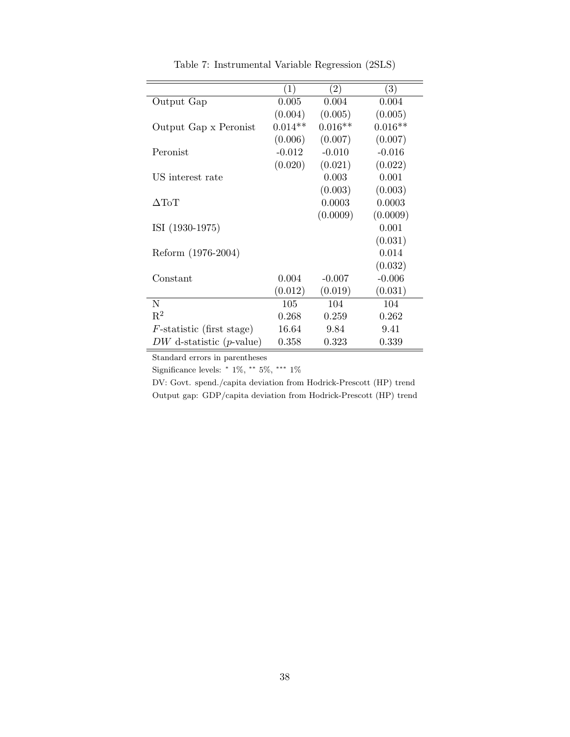Table 7: Instrumental Variable Regression (2SLS)

| | (1) | (2) | (3) |
|---|---|---|---|
| Output Gap | 0.005 | 0.004 | 0.004 |
| | (0.004) | (0.005) | (0.005) |
| Output Gap x Peronist | 0.014** | 0.016** | 0.016** |
| | (0.006) | (0.007) | (0.007) |
| Peronist | -0.012 | -0.010 | -0.016 |
| | (0.020) | (0.021) | (0.022) |
| US interest rate | | 0.003 | 0.001 |
| | | (0.003) | (0.003) |
| $\Delta$ToT | | 0.0003 | 0.0003 |
| | | (0.0009) | (0.0009) |
| ISI (1930-1975) | | | 0.001 |
| | | | (0.031) |
| Reform (1976-2004) | | | 0.014 |
| | | | (0.032) |
| Constant | 0.004 | -0.007 | -0.006 |
| | (0.012) | (0.019) | (0.031) |
| N | 105 | 104 | 104 |
| $R^2$ | 0.268 | 0.259 | 0.262 |
| $F$-statistic (first stage) | 16.64 | 9.84 | 9.41 |
| $DW$ d-statistic ($p$-value) | 0.358 | 0.323 | 0.339 |

Standard errors in parentheses

Significance levels: * 1%, ** 5%, *** 1%

DV: Govt. spend./capita deviation from Hodrick-Prescott (HP) trend

Output gap: GDP/capita deviation from Hodrick-Prescott (HP) trend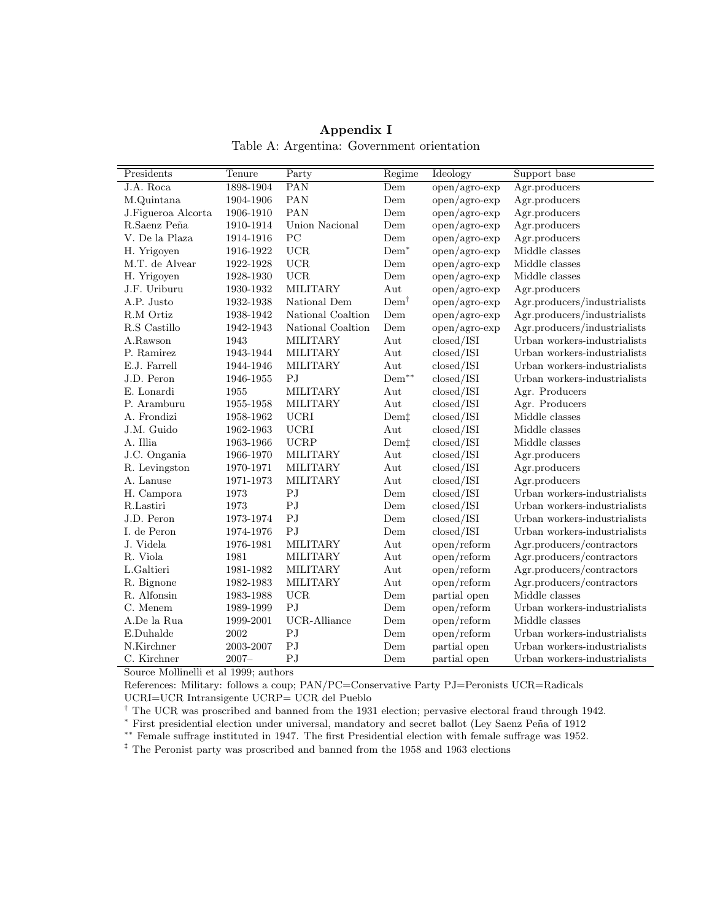## Appendix I

Table A: Argentina: Government orientation

| Presidents | Tenure | Party | Regime | Ideology | Support base |
|---|---|---|---|---|---|
| J.A. Roca | 1898-1904 | PAN | Dem | open/agro-exp | Agr.producers |
| M.Quintana | 1904-1906 | PAN | Dem | open/agro-exp | Agr.producers |
| J.Figueroa Alcorta | 1906-1910 | PAN | Dem | open/agro-exp | Agr.producers |
| R.Saenz Peña | 1910-1914 | Union Nacional | Dem | open/agro-exp | Agr.producers |
| V. De la Plaza | 1914-1916 | PC | Dem | open/agro-exp | Agr.producers |
| H. Yrigoyen | 1916-1922 | UCR | Dem* | open/agro-exp | Middle classes |
| M.T. de Alvear | 1922-1928 | UCR | Dem | open/agro-exp | Middle classes |
| H. Yrigoyen | 1928-1930 | UCR | Dem | open/agro-exp | Middle classes |
| J.F. Uriburu | 1930-1932 | MILITARY | Aut | open/agro-exp | Agr.producers |
| A.P. Justo | 1932-1938 | National Dem | Dem† | open/agro-exp | Agr.producers/industrialists |
| R.M Ortiz | 1938-1942 | National Coaltion | Dem | open/agro-exp | Agr.producers/industrialists |
| R.S Castillo | 1942-1943 | National Coaltion | Dem | open/agro-exp | Agr.producers/industrialists |
| A.Rawson | 1943 | MILITARY | Aut | closed/ISI | Urban workers-industrialists |
| P. Ramirez | 1943-1944 | MILITARY | Aut | closed/ISI | Urban workers-industrialists |
| E.J. Farrell | 1944-1946 | MILITARY | Aut | closed/ISI | Urban workers-industrialists |
| J.D. Peron | 1946-1955 | PJ | Dem** | closed/ISI | Urban workers-industrialists |
| E. Lonardi | 1955 | MILITARY | Aut | closed/ISI | Agr. Producers |
| P. Aramburu | 1955-1958 | MILITARY | Aut | closed/ISI | Agr. Producers |
| A. Frondizi | 1958-1962 | UCRI | Dem‡ | closed/ISI | Middle classes |
| J.M. Guido | 1962-1963 | UCRI | Aut | closed/ISI | Middle classes |
| A. Illia | 1963-1966 | UCRP | Dem‡ | closed/ISI | Middle classes |
| J.C. Ongania | 1966-1970 | MILITARY | Aut | closed/ISI | Agr.producers |
| R. Levingston | 1970-1971 | MILITARY | Aut | closed/ISI | Agr.producers |
| A. Lanuse | 1971-1973 | MILITARY | Aut | closed/ISI | Agr.producers |
| H. Campora | 1973 | PJ | Dem | closed/ISI | Urban workers-industrialists |
| R.Lastiri | 1973 | PJ | Dem | closed/ISI | Urban workers-industrialists |
| J.D. Peron | 1973-1974 | PJ | Dem | closed/ISI | Urban workers-industrialists |
| I. de Peron | 1974-1976 | PJ | Dem | closed/ISI | Urban workers-industrialists |
| J. Videla | 1976-1981 | MILITARY | Aut | open/reform | Agr.producers/contractors |
| R. Viola | 1981 | MILITARY | Aut | open/reform | Agr.producers/contractors |
| L.Galtieri | 1981-1982 | MILITARY | Aut | open/reform | Agr.producers/contractors |
| R. Bignone | 1982-1983 | MILITARY | Aut | open/reform | Agr.producers/contractors |
| R. Alfonsin | 1983-1988 | UCR | Dem | partial open | Middle classes |
| C. Menem | 1989-1999 | PJ | Dem | open/reform | Urban workers-industrialists |
| A.De la Rua | 1999-2001 | UCR-Alliance | Dem | open/reform | Middle classes |
| E.Duhalde | 2002 | PJ | Dem | open/reform | Urban workers-industrialists |
| N.Kirchner | 2003-2007 | PJ | Dem | partial open | Urban workers-industrialists |
| C. Kirchner | 2007– | PJ | Dem | partial open | Urban workers-industrialists |

Source Mollinelli et al 1999; authors

References: Military: follows a coup; PAN/PC=Conservative Party PJ=Peronists UCR=Radicals UCRI=UCR Intransigente UCRP= UCR del Pueblo

† The UCR was proscribed and banned from the 1931 election; pervasive electoral fraud through 1942.

\* First presidential election under universal, mandatory and secret ballot (Ley Saenz Peña of 1912

\*\* Female suffrage instituted in 1947. The first Presidential election with female suffrage was 1952.

‡ The Peronist party was proscribed and banned from the 1958 and 1963 elections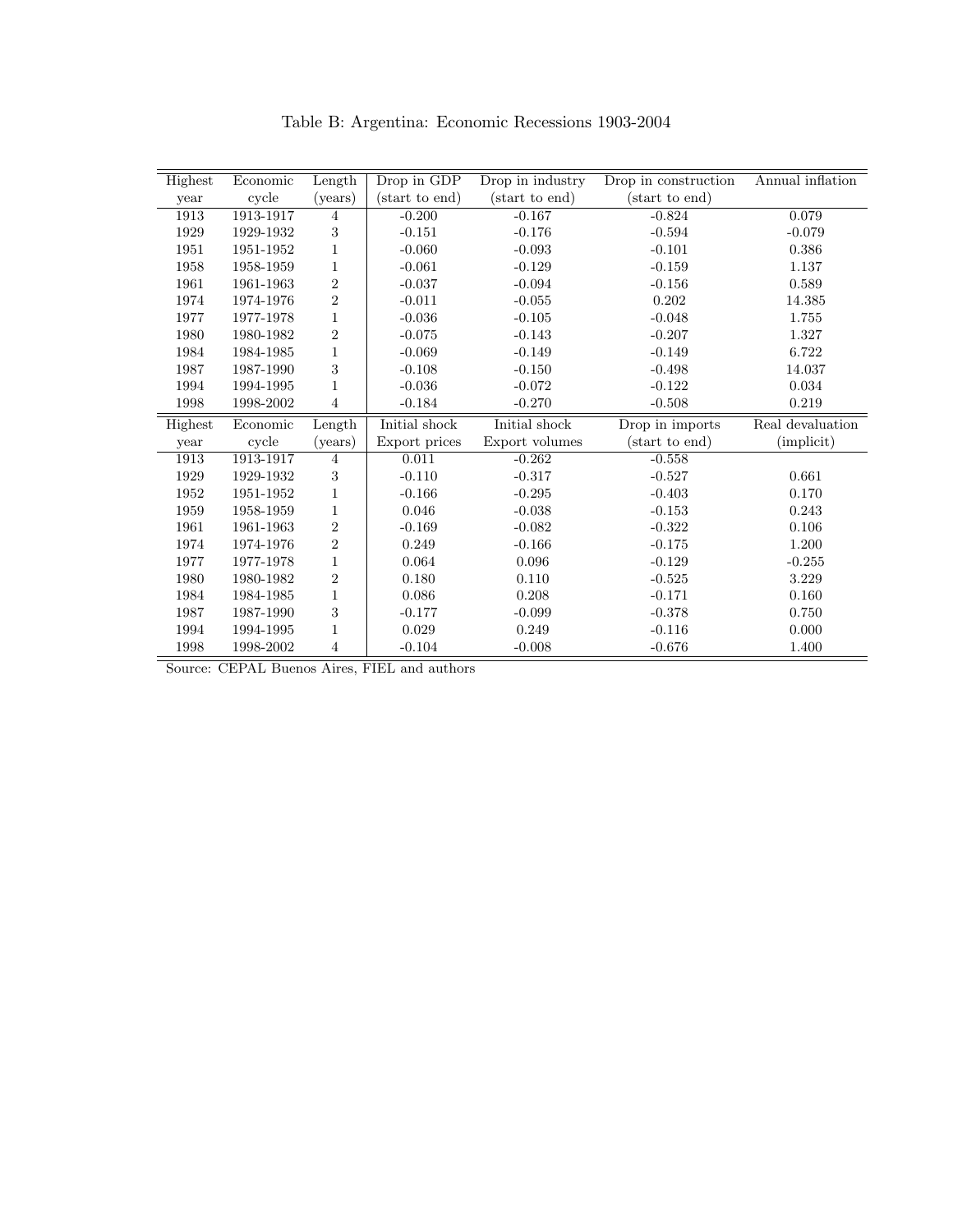Table B: Argentina: Economic Recessions 1903-2004

| Highest year | Economic cycle | Length (years) | Drop in GDP (start to end) | Drop in industry (start to end) | Drop in construction (start to end) | Annual inflation |
|---|---|---|---|---|---|---|
| 1913 | 1913-1917 | 4 | -0.200 | -0.167 | -0.824 | 0.079 |
| 1929 | 1929-1932 | 3 | -0.151 | -0.176 | -0.594 | -0.079 |
| 1951 | 1951-1952 | 1 | -0.060 | -0.093 | -0.101 | 0.386 |
| 1958 | 1958-1959 | 1 | -0.061 | -0.129 | -0.159 | 1.137 |
| 1961 | 1961-1963 | 2 | -0.037 | -0.094 | -0.156 | 0.589 |
| 1974 | 1974-1976 | 2 | -0.011 | -0.055 | 0.202 | 14.385 |
| 1977 | 1977-1978 | 1 | -0.036 | -0.105 | -0.048 | 1.755 |
| 1980 | 1980-1982 | 2 | -0.075 | -0.143 | -0.207 | 1.327 |
| 1984 | 1984-1985 | 1 | -0.069 | -0.149 | -0.149 | 6.722 |
| 1987 | 1987-1990 | 3 | -0.108 | -0.150 | -0.498 | 14.037 |
| 1994 | 1994-1995 | 1 | -0.036 | -0.072 | -0.122 | 0.034 |
| 1998 | 1998-2002 | 4 | -0.184 | -0.270 | -0.508 | 0.219 |
| **Highest year** | **Economic cycle** | **Length (years)** | **Initial shock Export prices** | **Initial shock Export volumes** | **Drop in imports (start to end)** | **Real devaluation (implicit)** |
| 1913 | 1913-1917 | 4 | 0.011 | -0.262 | -0.558 | |
| 1929 | 1929-1932 | 3 | -0.110 | -0.317 | -0.527 | 0.661 |
| 1952 | 1951-1952 | 1 | -0.166 | -0.295 | -0.403 | 0.170 |
| 1959 | 1958-1959 | 1 | 0.046 | -0.038 | -0.153 | 0.243 |
| 1961 | 1961-1963 | 2 | -0.169 | -0.082 | -0.322 | 0.106 |
| 1974 | 1974-1976 | 2 | 0.249 | -0.166 | -0.175 | 1.200 |
| 1977 | 1977-1978 | 1 | 0.064 | 0.096 | -0.129 | -0.255 |
| 1980 | 1980-1982 | 2 | 0.180 | 0.110 | -0.525 | 3.229 |
| 1984 | 1984-1985 | 1 | 0.086 | 0.208 | -0.171 | 0.160 |
| 1987 | 1987-1990 | 3 | -0.177 | -0.099 | -0.378 | 0.750 |
| 1994 | 1994-1995 | 1 | 0.029 | 0.249 | -0.116 | 0.000 |
| 1998 | 1998-2002 | 4 | -0.104 | -0.008 | -0.676 | 1.400 |

Source: CEPAL Buenos Aires, FIEL and authors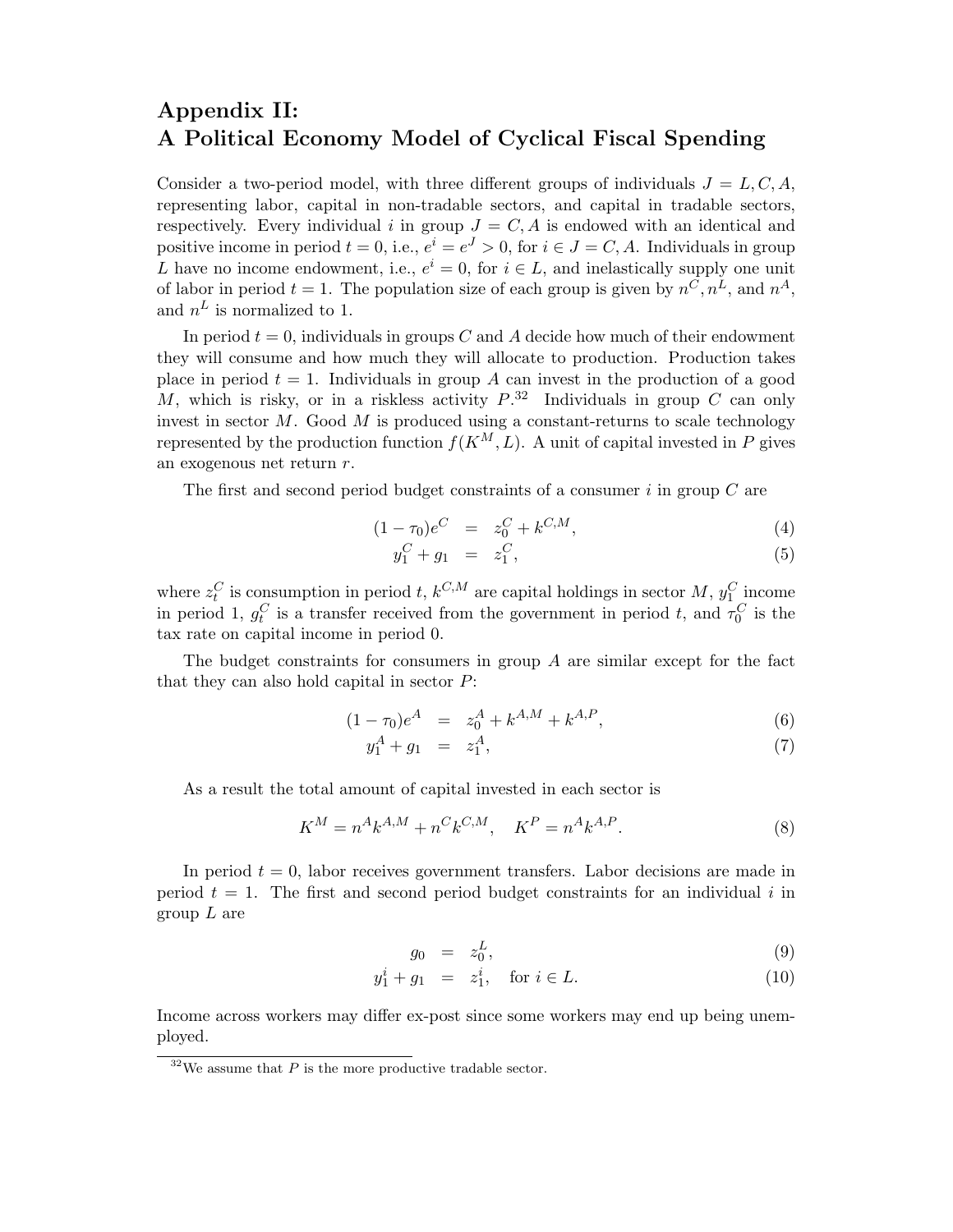# Appendix II: A Political Economy Model of Cyclical Fiscal Spending

Consider a two-period model, with three different groups of individuals $J = L, C, A$, representing labor, capital in non-tradable sectors, and capital in tradable sectors, respectively. Every individual $i$ in group $J = C, A$ is endowed with an identical and positive income in period $t = 0$, i.e., $e^i = e^J > 0$, for $i \in J = C, A$. Individuals in group $L$ have no income endowment, i.e., $e^i = 0$, for $i \in L$, and inelastically supply one unit of labor in period $t = 1$. The population size of each group is given by $n^C, n^L$, and $n^A$, and $n^L$ is normalized to 1.

In period $t = 0$, individuals in groups $C$ and $A$ decide how much of their endowment they will consume and how much they will allocate to production. Production takes place in period $t = 1$. Individuals in group $A$ can invest in the production of a good $M$, which is risky, or in a riskless activity $P$.[32] Individuals in group $C$ can only invest in sector $M$. Good $M$ is produced using a constant-returns to scale technology represented by the production function $f(K^M, L)$. A unit of capital invested in $P$ gives an exogenous net return $r$.

The first and second period budget constraints of a consumer $i$ in group $C$ are

$$(1 - \tau_0)e^C = z_0^C + k^{C,M}, \tag{4}$$

$$y_1^C + g_1 = z_1^C, \tag{5}$$

where $z_t^C$ is consumption in period $t$, $k^{C,M}$ are capital holdings in sector $M$, $y_1^C$ income in period 1, $g_t^C$ is a transfer received from the government in period $t$, and $\tau_0^C$ is the tax rate on capital income in period 0.

The budget constraints for consumers in group $A$ are similar except for the fact that they can also hold capital in sector $P$:

$$(1 - \tau_0)e^A = z_0^A + k^{A,M} + k^{A,P}, \tag{6}$$

$$y_1^A + g_1 = z_1^A, \tag{7}$$

As a result the total amount of capital invested in each sector is

$$K^M = n^A k^{A,M} + n^C k^{C,M}, \quad K^P = n^A k^{A,P}. \tag{8}$$

In period $t = 0$, labor receives government transfers. Labor decisions are made in period $t = 1$. The first and second period budget constraints for an individual $i$ in group $L$ are

$$g_0 = z_0^L, \tag{9}$$

$$y_1^i + g_1 = z_1^i, \quad \text{for } i \in L. \tag{10}$$

Income across workers may differ ex-post since some workers may end up being unemployed.

[32] We assume that $P$ is the more productive tradable sector.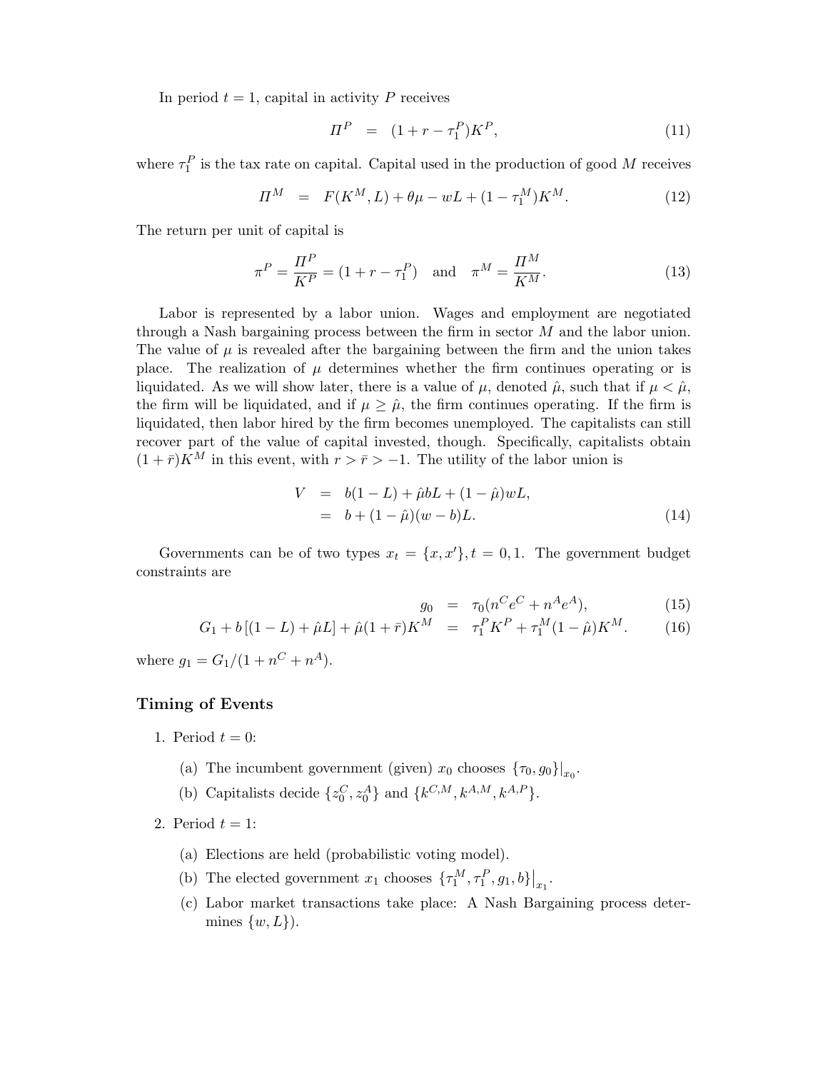In period $t = 1$, capital in activity $P$ receives

$$\Pi^P = (1 + r - \tau_1^P)K^P, \tag{11}$$

where $\tau_1^P$ is the tax rate on capital. Capital used in the production of good $M$ receives

$$\Pi^M = F(K^M, L) + \theta\mu - wL + (1 - \tau_1^M)K^M. \tag{12}$$

The return per unit of capital is

$$\pi^P = \frac{\Pi^P}{K^P} = (1 + r - \tau_1^P) \quad \text{and} \quad \pi^M = \frac{\Pi^M}{K^M}. \tag{13}$$

Labor is represented by a labor union. Wages and employment are negotiated through a Nash bargaining process between the firm in sector $M$ and the labor union. The value of $\mu$ is revealed after the bargaining between the firm and the union takes place. The realization of $\mu$ determines whether the firm continues operating or is liquidated. As we will show later, there is a value of $\mu$, denoted $\hat{\mu}$, such that if $\mu < \hat{\mu}$, the firm will be liquidated, and if $\mu \geq \hat{\mu}$, the firm continues operating. If the firm is liquidated, then labor hired by the firm becomes unemployed. The capitalists can still recover part of the value of capital invested, though. Specifically, capitalists obtain $(1 + \bar{r})K^M$ in this event, with $r > \bar{r} > -1$. The utility of the labor union is

$$\begin{aligned} V &= b(1 - L) + \hat{\mu}bL + (1 - \hat{\mu})wL, \\ &= b + (1 - \hat{\mu})(w - b)L. \end{aligned} \tag{14}$$

Governments can be of two types $x_t = \{x, x'\}, t = 0, 1$. The government budget constraints are

$$g_0 = \tau_0(n^C e^C + n^A e^A), \tag{15}$$

$$G_1 + b\left[(1 - L) + \hat{\mu}L\right] + \hat{\mu}(1 + \bar{r})K^M = \tau_1^P K^P + \tau_1^M(1 - \hat{\mu})K^M. \tag{16}$$

where $g_1 = G_1/(1 + n^C + n^A)$.

### Timing of Events

1. Period $t = 0$:
   (a) The incumbent government (given) $x_0$ chooses $\{\tau_0, g_0\}|_{x_0}$.
   (b) Capitalists decide $\{z_0^C, z_0^A\}$ and $\{k^{C,M}, k^{A,M}, k^{A,P}\}$.
2. Period $t = 1$:
   (a) Elections are held (probabilistic voting model).
   (b) The elected government $x_1$ chooses $\{\tau_1^M, \tau_1^P, g_1, b\}\big|_{x_1}$.
   (c) Labor market transactions take place: A Nash Bargaining process determines $\{w, L\}$).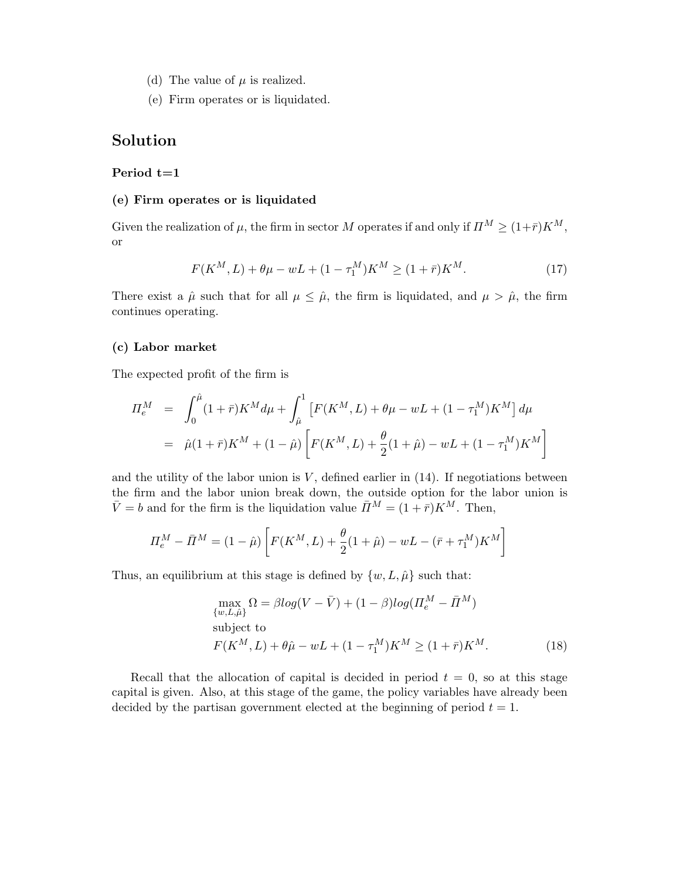(d) The value of $\mu$ is realized.

(e) Firm operates or is liquidated.

## Solution

### Period t=1

#### (e) Firm operates or is liquidated

Given the realization of $\mu$, the firm in sector $M$ operates if and only if $\Pi^M \geq (1+\bar{r})K^M$, or

$$F(K^M, L) + \theta\mu - wL + (1-\tau_1^M)K^M \geq (1+\bar{r})K^M. \tag{17}$$

There exist a $\hat{\mu}$ such that for all $\mu \leq \hat{\mu}$, the firm is liquidated, and $\mu > \hat{\mu}$, the firm continues operating.

#### (c) Labor market

The expected profit of the firm is

$$\begin{aligned}
\Pi_e^M &= \int_0^{\hat{\mu}} (1+\bar{r})K^M d\mu + \int_{\hat{\mu}}^1 \left[F(K^M, L) + \theta\mu - wL + (1-\tau_1^M)K^M\right] d\mu \\
&= \hat{\mu}(1+\bar{r})K^M + (1-\hat{\mu})\left[F(K^M, L) + \frac{\theta}{2}(1+\hat{\mu}) - wL + (1-\tau_1^M)K^M\right]
\end{aligned}$$

and the utility of the labor union is $V$, defined earlier in (14). If negotiations between the firm and the labor union break down, the outside option for the labor union is $\bar{V} = b$ and for the firm is the liquidation value $\bar{\Pi}^M = (1+\bar{r})K^M$. Then,

$$\Pi_e^M - \bar{\Pi}^M = (1-\hat{\mu})\left[F(K^M, L) + \frac{\theta}{2}(1+\hat{\mu}) - wL - (\bar{r}+\tau_1^M)K^M\right]$$

Thus, an equilibrium at this stage is defined by $\{w, L, \hat{\mu}\}$ such that:

$$\begin{aligned}
&\max_{\{w,L,\hat{\mu}\}} \Omega = \beta log(V - \bar{V}) + (1-\beta)log(\Pi_e^M - \bar{\Pi}^M) \\
&\text{subject to} \\
&F(K^M, L) + \theta\hat{\mu} - wL + (1-\tau_1^M)K^M \geq (1+\bar{r})K^M.
\end{aligned} \tag{18}$$

Recall that the allocation of capital is decided in period $t = 0$, so at this stage capital is given. Also, at this stage of the game, the policy variables have already been decided by the partisan government elected at the beginning of period $t = 1$.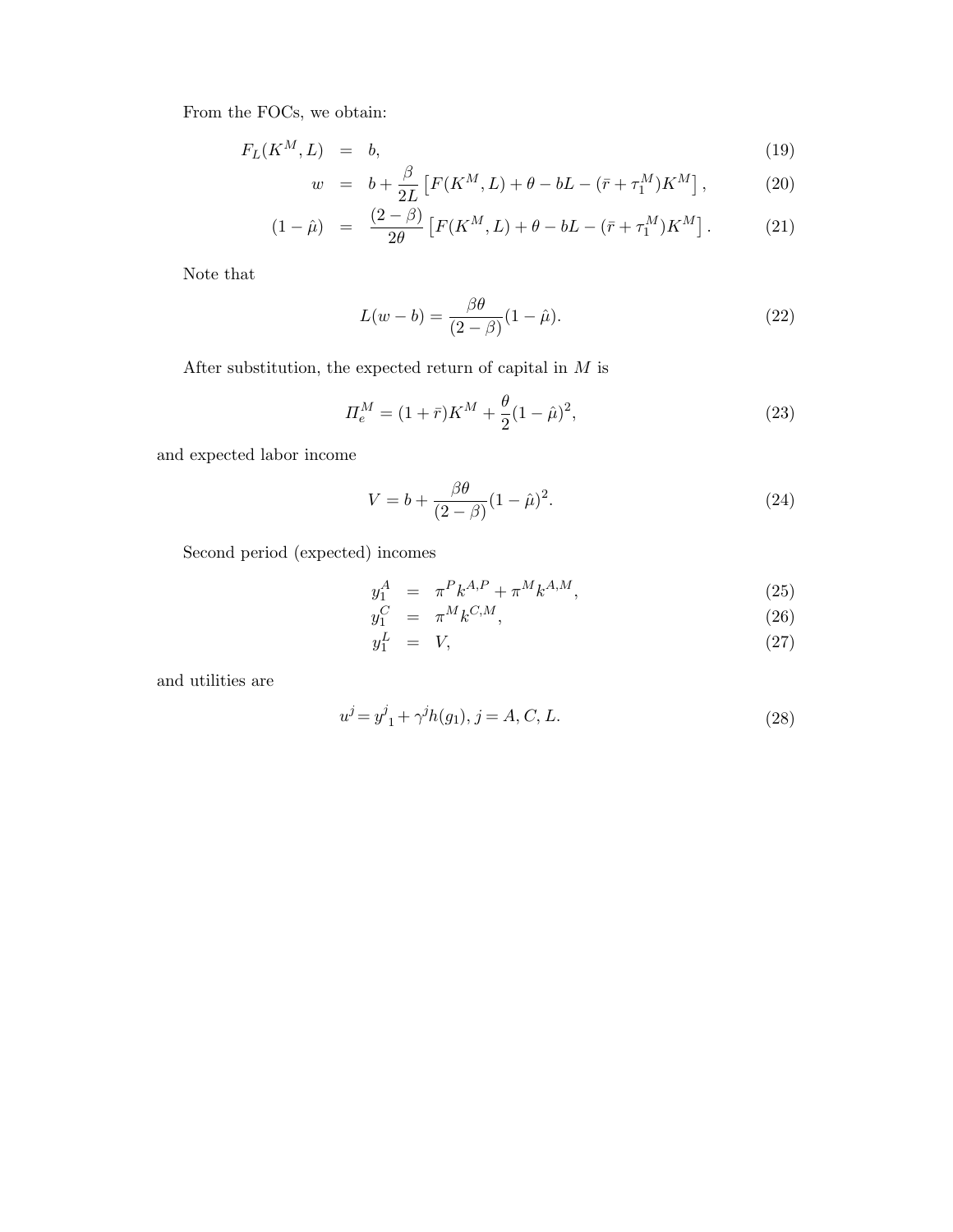From the FOCs, we obtain:

$$
\begin{aligned}
F_L(K^M, L) &= b, && (19)\\
w &= b + \frac{\beta}{2L}\left[F(K^M, L) + \theta - bL - (\bar{r} + \tau_1^M)K^M\right], && (20)\\
(1-\hat{\mu}) &= \frac{(2-\beta)}{2\theta}\left[F(K^M, L) + \theta - bL - (\bar{r} + \tau_1^M)K^M\right]. && (21)
\end{aligned}
$$

Note that

$$
L(w-b) = \frac{\beta\theta}{(2-\beta)}(1-\hat{\mu}). \tag{22}
$$

After substitution, the expected return of capital in $M$ is

$$
\Pi_e^M = (1+\bar{r})K^M + \frac{\theta}{2}(1-\hat{\mu})^2, \tag{23}
$$

and expected labor income

$$
V = b + \frac{\beta\theta}{(2-\beta)}(1-\hat{\mu})^2. \tag{24}
$$

Second period (expected) incomes

$$
\begin{aligned}
y_1^A &= \pi^P k^{A,P} + \pi^M k^{A,M}, && (25)\\
y_1^C &= \pi^M k^{C,M}, && (26)\\
y_1^L &= V, && (27)
\end{aligned}
$$

and utilities are

$$
u^j = {y^j}_1 + \gamma^j h(g_1), j = A, C, L. \tag{28}
$$